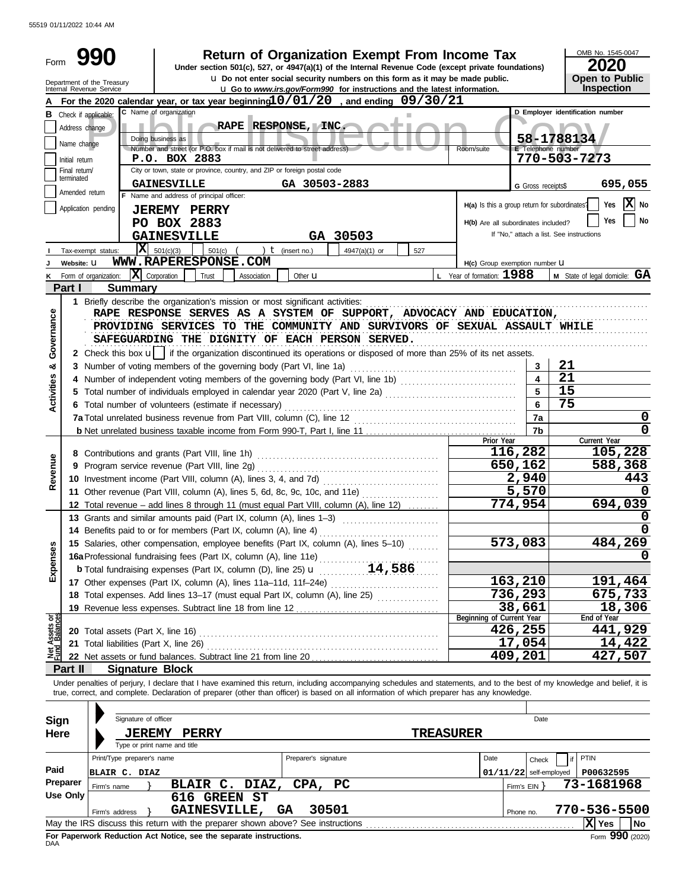55519 01/11/2022 10:44 AM

# Form 990 — Return of Organization Exempt From Income Tax

Under section 501(c), 527, or 4947(a)(1) of the Internal Revenue Code (except private foundations)

u Do not enter social security numbers on this form as it may be made public.

u Go to *www.irs.gov/Form990* for instructions and the latest information.

Department of the Treasury
Internal Revenue Service

OMB No. 1545-0047
**2020**
**Open to Public Inspection**

**A** For the 2020 calendar year, or tax year beginning **10/01/20**, and ending **09/30/21**

**B** Check if applicable: Address change / Name change / Initial return / Final return/terminated / Amended return / Application pending

**C** Name of organization: **RAPE RESPONSE, INC.**

Doing business as

Number and street (or P.O. box if mail is not delivered to street address): **P.O. BOX 2883** — Room/suite

City or town, state or province, country, and ZIP or foreign postal code: **GAINESVILLE GA 30503-2883**

**D** Employer identification number: **58-1788134**

**E** Telephone number: **770-503-7273**

**G** Gross receipts$ **695,055**

**F** Name and address of principal officer:
**JEREMY PERRY**
**PO BOX 2883**
**GAINESVILLE GA 30503**

H(a) Is this a group return for subordinates? Yes [ ] No [X]

H(b) Are all subordinates included? Yes [ ] No [ ]
If "No," attach a list. See instructions

**I** Tax-exempt status: [X] 501(c)(3) [ ] 501(c) ( ) t (insert no.) [ ] 4947(a)(1) or [ ] 527

**J** Website: u **WWW.RAPERESPONSE.COM**

H(c) Group exemption number u

**K** Form of organization: [X] Corporation [ ] Trust [ ] Association [ ] Other u

**L** Year of formation: **1988**

**M** State of legal domicile: **GA**

## Part I — Summary

**Activities & Governance**

1 Briefly describe the organization's mission or most significant activities:
RAPE RESPONSE SERVES AS A SYSTEM OF SUPPORT, ADVOCACY AND EDUCATION, PROVIDING SERVICES TO THE COMMUNITY AND SURVIVORS OF SEXUAL ASSAULT WHILE SAFEGUARDING THE DIGNITY OF EACH PERSON SERVED.

2 Check this box u [ ] if the organization discontinued its operations or disposed of more than 25% of its net assets.

| | | Line | Value |
|---|---|---|---|
| 3 | Number of voting members of the governing body (Part VI, line 1a) | 3 | 21 |
| 4 | Number of independent voting members of the governing body (Part VI, line 1b) | 4 | 21 |
| 5 | Total number of individuals employed in calendar year 2020 (Part V, line 2a) | 5 | 15 |
| 6 | Total number of volunteers (estimate if necessary) | 6 | 75 |
| 7a | Total unrelated business revenue from Part VIII, column (C), line 12 | 7a | 0 |
| b | Net unrelated business taxable income from Form 990-T, Part I, line 11 | 7b | 0 |

| | | Prior Year | Current Year |
|---|---|---|---|
| **Revenue** | | | |
| 8 | Contributions and grants (Part VIII, line 1h) | 116,282 | 105,228 |
| 9 | Program service revenue (Part VIII, line 2g) | 650,162 | 588,368 |
| 10 | Investment income (Part VIII, column (A), lines 3, 4, and 7d) | 2,940 | 443 |
| 11 | Other revenue (Part VIII, column (A), lines 5, 6d, 8c, 9c, 10c, and 11e) | 5,570 | 0 |
| 12 | Total revenue – add lines 8 through 11 (must equal Part VIII, column (A), line 12) | 774,954 | 694,039 |
| **Expenses** | | | |
| 13 | Grants and similar amounts paid (Part IX, column (A), lines 1–3) | | 0 |
| 14 | Benefits paid to or for members (Part IX, column (A), line 4) | | 0 |
| 15 | Salaries, other compensation, employee benefits (Part IX, column (A), lines 5–10) | 573,083 | 484,269 |
| 16a | Professional fundraising fees (Part IX, column (A), line 11e) | | 0 |
| b | Total fundraising expenses (Part IX, column (D), line 25) u 14,586 | | |
| 17 | Other expenses (Part IX, column (A), lines 11a–11d, 11f–24e) | 163,210 | 191,464 |
| 18 | Total expenses. Add lines 13–17 (must equal Part IX, column (A), line 25) | 736,293 | 675,733 |
| 19 | Revenue less expenses. Subtract line 18 from line 12 | 38,661 | 18,306 |

| **Net Assets or Fund Balances** | | Beginning of Current Year | End of Year |
|---|---|---|---|
| 20 | Total assets (Part X, line 16) | 426,255 | 441,929 |
| 21 | Total liabilities (Part X, line 26) | 17,054 | 14,422 |
| 22 | Net assets or fund balances. Subtract line 21 from line 20 | 409,201 | 427,507 |

## Part II — Signature Block

Under penalties of perjury, I declare that I have examined this return, including accompanying schedules and statements, and to the best of my knowledge and belief, it is true, correct, and complete. Declaration of preparer (other than officer) is based on all information of which preparer has any knowledge.

**Sign Here**
Signature of officer — Date
**JEREMY PERRY — TREASURER**
Type or print name and title

**Paid Preparer Use Only**

| Print/Type preparer's name | Preparer's signature | Date | Check if self-employed | PTIN |
|---|---|---|---|---|
| BLAIR C. DIAZ | | 01/11/22 | [ ] | P00632595 |

Firm's name } **BLAIR C. DIAZ, CPA, PC** — Firm's EIN } **73-1681968**

Firm's address } **616 GREEN ST, GAINESVILLE, GA 30501** — Phone no. **770-536-5500**

May the IRS discuss this return with the preparer shown above? See instructions [X] Yes [ ] No

**For Paperwork Reduction Act Notice, see the separate instructions.**

DAA — Form **990** (2020)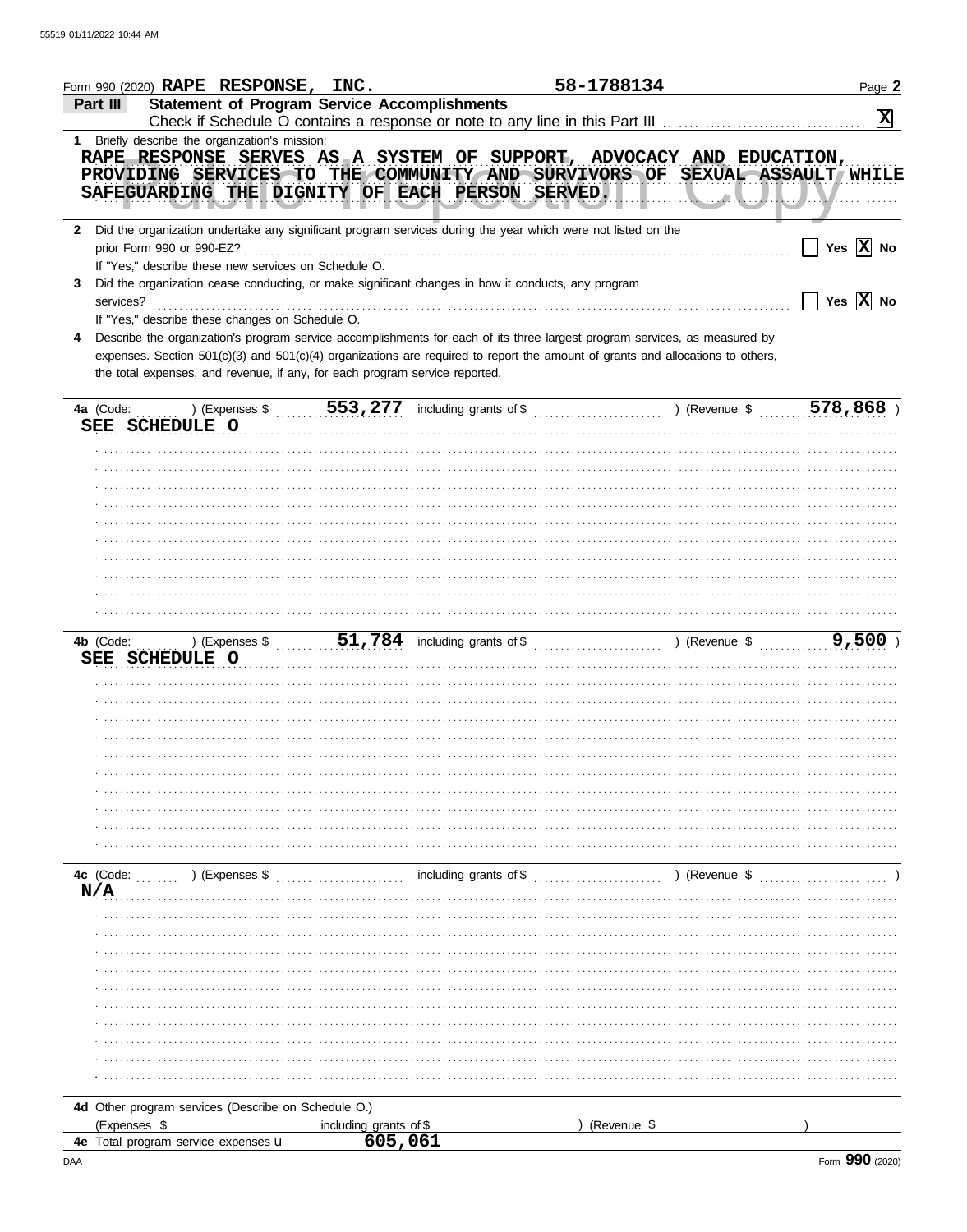55519 01/11/2022 10:44 AM

Form 990 (2020) **RAPE RESPONSE, INC.** **58-1788134** Page **2**

## Part III Statement of Program Service Accomplishments

Check if Schedule O contains a response or note to any line in this Part III .......... **[X]**

**1** Briefly describe the organization's mission:

RAPE RESPONSE SERVES AS A SYSTEM OF SUPPORT, ADVOCACY AND EDUCATION, PROVIDING SERVICES TO THE COMMUNITY AND SURVIVORS OF SEXUAL ASSAULT WHILE SAFEGUARDING THE DIGNITY OF EACH PERSON SERVED.

**2** Did the organization undertake any significant program services during the year which were not listed on the prior Form 990 or 990-EZ? .......... [ ] Yes [X] No

If "Yes," describe these new services on Schedule O.

**3** Did the organization cease conducting, or make significant changes in how it conducts, any program services? .......... [ ] Yes [X] No

If "Yes," describe these changes on Schedule O.

**4** Describe the organization's program service accomplishments for each of its three largest program services, as measured by expenses. Section 501(c)(3) and 501(c)(4) organizations are required to report the amount of grants and allocations to others, the total expenses, and revenue, if any, for each program service reported.

**4a** (Code: ) (Expenses $ 553,277 including grants of $ ) (Revenue $ 578,868 )

SEE SCHEDULE O

**4b** (Code: ) (Expenses $ 51,784 including grants of $ ) (Revenue $ 9,500 )

SEE SCHEDULE O

**4c** (Code: ) (Expenses $ including grants of $ ) (Revenue $ )

N/A

**4d** Other program services (Describe on Schedule O.)

(Expenses $ including grants of $ ) (Revenue $ )

**4e** Total program service expenses ▶ 605,061

DAA Form **990** (2020)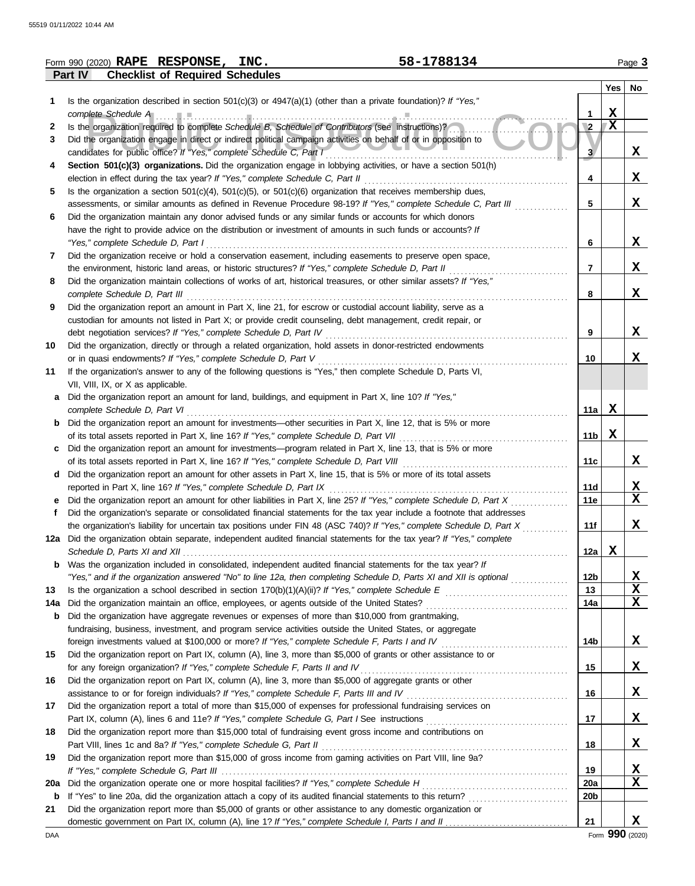Form 990 (2020) **RAPE RESPONSE, INC.** **58-1788134** Page **3**

**Part IV Checklist of Required Schedules**

| | | | Yes | No |
|---|---|---|---|---|
| **1** | Is the organization described in section 501(c)(3) or 4947(a)(1) (other than a private foundation)? *If "Yes," complete Schedule A* | 1 | X | |
| **2** | Is the organization required to complete *Schedule B, Schedule of Contributors* (see instructions)? | 2 | X | |
| **3** | Did the organization engage in direct or indirect political campaign activities on behalf of or in opposition to candidates for public office? *If "Yes," complete Schedule C, Part I* | 3 | | X |
| **4** | **Section 501(c)(3) organizations.** Did the organization engage in lobbying activities, or have a section 501(h) election in effect during the tax year? *If "Yes," complete Schedule C, Part II* | 4 | | X |
| **5** | Is the organization a section 501(c)(4), 501(c)(5), or 501(c)(6) organization that receives membership dues, assessments, or similar amounts as defined in Revenue Procedure 98-19? *If "Yes," complete Schedule C, Part III* | 5 | | X |
| **6** | Did the organization maintain any donor advised funds or any similar funds or accounts for which donors have the right to provide advice on the distribution or investment of amounts in such funds or accounts? *If "Yes," complete Schedule D, Part I* | 6 | | X |
| **7** | Did the organization receive or hold a conservation easement, including easements to preserve open space, the environment, historic land areas, or historic structures? *If "Yes," complete Schedule D, Part II* | 7 | | X |
| **8** | Did the organization maintain collections of works of art, historical treasures, or other similar assets? *If "Yes," complete Schedule D, Part III* | 8 | | X |
| **9** | Did the organization report an amount in Part X, line 21, for escrow or custodial account liability, serve as a custodian for amounts not listed in Part X; or provide credit counseling, debt management, credit repair, or debt negotiation services? *If "Yes," complete Schedule D, Part IV* | 9 | | X |
| **10** | Did the organization, directly or through a related organization, hold assets in donor-restricted endowments or in quasi endowments? *If "Yes," complete Schedule D, Part V* | 10 | | X |
| **11** | If the organization's answer to any of the following questions is "Yes," then complete Schedule D, Parts VI, VII, VIII, IX, or X as applicable. | | | |
| **a** | Did the organization report an amount for land, buildings, and equipment in Part X, line 10? *If "Yes," complete Schedule D, Part VI* | 11a | X | |
| **b** | Did the organization report an amount for investments—other securities in Part X, line 12, that is 5% or more of its total assets reported in Part X, line 16? *If "Yes," complete Schedule D, Part VII* | 11b | X | |
| **c** | Did the organization report an amount for investments—program related in Part X, line 13, that is 5% or more of its total assets reported in Part X, line 16? *If "Yes," complete Schedule D, Part VIII* | 11c | | X |
| **d** | Did the organization report an amount for other assets in Part X, line 15, that is 5% or more of its total assets reported in Part X, line 16? *If "Yes," complete Schedule D, Part IX* | 11d | | X |
| **e** | Did the organization report an amount for other liabilities in Part X, line 25? *If "Yes," complete Schedule D, Part X* | 11e | | X |
| **f** | Did the organization's separate or consolidated financial statements for the tax year include a footnote that addresses the organization's liability for uncertain tax positions under FIN 48 (ASC 740)? *If "Yes," complete Schedule D, Part X* | 11f | | X |
| **12a** | Did the organization obtain separate, independent audited financial statements for the tax year? *If "Yes," complete Schedule D, Parts XI and XII* | 12a | X | |
| **b** | Was the organization included in consolidated, independent audited financial statements for the tax year? *If "Yes," and if the organization answered "No" to line 12a, then completing Schedule D, Parts XI and XII is optional* | 12b | | X |
| **13** | Is the organization a school described in section 170(b)(1)(A)(ii)? *If "Yes," complete Schedule E* | 13 | | X |
| **14a** | Did the organization maintain an office, employees, or agents outside of the United States? | 14a | | X |
| **b** | Did the organization have aggregate revenues or expenses of more than $10,000 from grantmaking, fundraising, business, investment, and program service activities outside the United States, or aggregate foreign investments valued at $100,000 or more? *If "Yes," complete Schedule F, Parts I and IV* | 14b | | X |
| **15** | Did the organization report on Part IX, column (A), line 3, more than $5,000 of grants or other assistance to or for any foreign organization? *If "Yes," complete Schedule F, Parts II and IV* | 15 | | X |
| **16** | Did the organization report on Part IX, column (A), line 3, more than $5,000 of aggregate grants or other assistance to or for foreign individuals? *If "Yes," complete Schedule F, Parts III and IV* | 16 | | X |
| **17** | Did the organization report a total of more than $15,000 of expenses for professional fundraising services on Part IX, column (A), lines 6 and 11e? *If "Yes," complete Schedule G, Part I* See instructions | 17 | | X |
| **18** | Did the organization report more than $15,000 total of fundraising event gross income and contributions on Part VIII, lines 1c and 8a? *If "Yes," complete Schedule G, Part II* | 18 | | X |
| **19** | Did the organization report more than $15,000 of gross income from gaming activities on Part VIII, line 9a? *If "Yes," complete Schedule G, Part III* | 19 | | X |
| **20a** | Did the organization operate one or more hospital facilities? *If "Yes," complete Schedule H* | 20a | | X |
| **b** | If "Yes" to line 20a, did the organization attach a copy of its audited financial statements to this return? | 20b | | |
| **21** | Did the organization report more than $5,000 of grants or other assistance to any domestic organization or domestic government on Part IX, column (A), line 1? *If "Yes," complete Schedule I, Parts I and II* | 21 | | X |

DAA Form **990** (2020)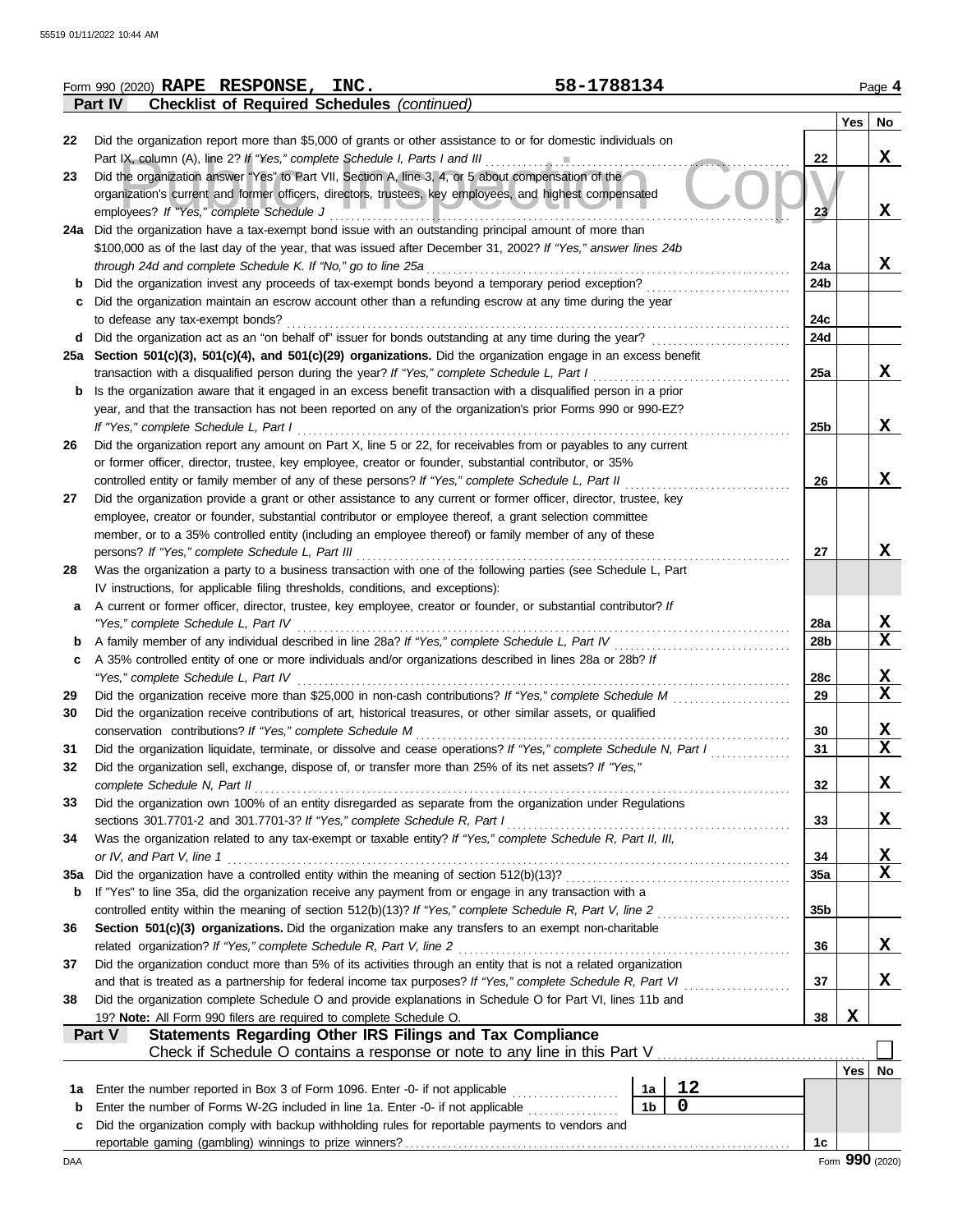Form 990 (2020) **RAPE RESPONSE, INC.** **58-1788134** Page **4**

**Part IV Checklist of Required Schedules** *(continued)*

| | | | Yes | No |
|---|---|---|---|---|
| 22 | Did the organization report more than $5,000 of grants or other assistance to or for domestic individuals on Part IX, column (A), line 2? *If "Yes," complete Schedule I, Parts I and III* | 22 | | X |
| 23 | Did the organization answer "Yes" to Part VII, Section A, line 3, 4, or 5 about compensation of the organization's current and former officers, directors, trustees, key employees, and highest compensated employees? *If "Yes," complete Schedule J* | 23 | | X |
| 24a | Did the organization have a tax-exempt bond issue with an outstanding principal amount of more than $100,000 as of the last day of the year, that was issued after December 31, 2002? *If "Yes," answer lines 24b through 24d and complete Schedule K. If "No," go to line 25a* | 24a | | X |
| b | Did the organization invest any proceeds of tax-exempt bonds beyond a temporary period exception? | 24b | | |
| c | Did the organization maintain an escrow account other than a refunding escrow at any time during the year to defease any tax-exempt bonds? | 24c | | |
| d | Did the organization act as an "on behalf of" issuer for bonds outstanding at any time during the year? | 24d | | |
| 25a | **Section 501(c)(3), 501(c)(4), and 501(c)(29) organizations.** Did the organization engage in an excess benefit transaction with a disqualified person during the year? *If "Yes," complete Schedule L, Part I* | 25a | | X |
| b | Is the organization aware that it engaged in an excess benefit transaction with a disqualified person in a prior year, and that the transaction has not been reported on any of the organization's prior Forms 990 or 990-EZ? *If "Yes," complete Schedule L, Part I* | 25b | | X |
| 26 | Did the organization report any amount on Part X, line 5 or 22, for receivables from or payables to any current or former officer, director, trustee, key employee, creator or founder, substantial contributor, or 35% controlled entity or family member of any of these persons? *If "Yes," complete Schedule L, Part II* | 26 | | X |
| 27 | Did the organization provide a grant or other assistance to any current or former officer, director, trustee, key employee, creator or founder, substantial contributor or employee thereof, a grant selection committee member, or to a 35% controlled entity (including an employee thereof) or family member of any of these persons? *If "Yes," complete Schedule L, Part III* | 27 | | X |
| 28 | Was the organization a party to a business transaction with one of the following parties (see Schedule L, Part IV instructions, for applicable filing thresholds, conditions, and exceptions): | | | |
| a | A current or former officer, director, trustee, key employee, creator or founder, or substantial contributor? *If "Yes," complete Schedule L, Part IV* | 28a | | X |
| b | A family member of any individual described in line 28a? *If "Yes," complete Schedule L, Part IV* | 28b | | X |
| c | A 35% controlled entity of one or more individuals and/or organizations described in lines 28a or 28b? *If "Yes," complete Schedule L, Part IV* | 28c | | X |
| 29 | Did the organization receive more than $25,000 in non-cash contributions? *If "Yes," complete Schedule M* | 29 | | X |
| 30 | Did the organization receive contributions of art, historical treasures, or other similar assets, or qualified conservation contributions? *If "Yes," complete Schedule M* | 30 | | X |
| 31 | Did the organization liquidate, terminate, or dissolve and cease operations? *If "Yes," complete Schedule N, Part I* | 31 | | X |
| 32 | Did the organization sell, exchange, dispose of, or transfer more than 25% of its net assets? *If "Yes," complete Schedule N, Part II* | 32 | | X |
| 33 | Did the organization own 100% of an entity disregarded as separate from the organization under Regulations sections 301.7701-2 and 301.7701-3? *If "Yes," complete Schedule R, Part I* | 33 | | X |
| 34 | Was the organization related to any tax-exempt or taxable entity? *If "Yes," complete Schedule R, Part II, III, or IV, and Part V, line 1* | 34 | | X |
| 35a | Did the organization have a controlled entity within the meaning of section 512(b)(13)? | 35a | | X |
| b | If "Yes" to line 35a, did the organization receive any payment from or engage in any transaction with a controlled entity within the meaning of section 512(b)(13)? *If "Yes," complete Schedule R, Part V, line 2* | 35b | | |
| 36 | **Section 501(c)(3) organizations.** Did the organization make any transfers to an exempt non-charitable related organization? *If "Yes," complete Schedule R, Part V, line 2* | 36 | | X |
| 37 | Did the organization conduct more than 5% of its activities through an entity that is not a related organization and that is treated as a partnership for federal income tax purposes? *If "Yes," complete Schedule R, Part VI* | 37 | | X |
| 38 | Did the organization complete Schedule O and provide explanations in Schedule O for Part VI, lines 11b and 19? **Note:** All Form 990 filers are required to complete Schedule O. | 38 | X | |

**Part V Statements Regarding Other IRS Filings and Tax Compliance**

Check if Schedule O contains a response or note to any line in this Part V ☐

| | | | | | Yes | No |
|---|---|---|---|---|---|---|
| 1a | Enter the number reported in Box 3 of Form 1096. Enter -0- if not applicable | 1a | 12 | | | |
| b | Enter the number of Forms W-2G included in line 1a. Enter -0- if not applicable | 1b | 0 | | | |
| c | Did the organization comply with backup withholding rules for reportable payments to vendors and reportable gaming (gambling) winnings to prize winners? | | | 1c | | |

Form **990** (2020)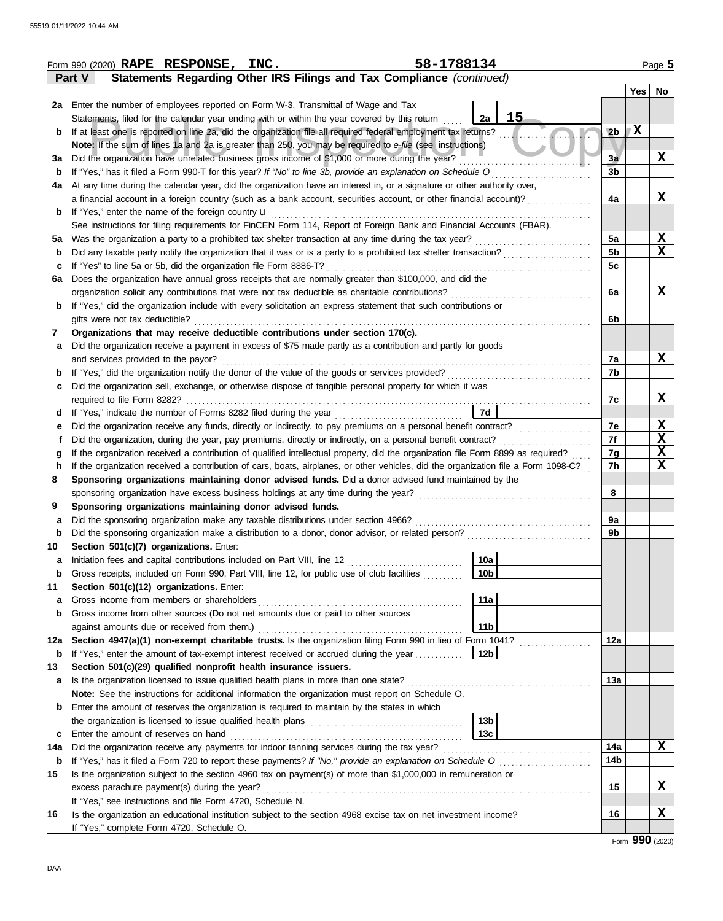Form 990 (2020) **RAPE RESPONSE, INC.** **58-1788134** Page 5

**Part V Statements Regarding Other IRS Filings and Tax Compliance** *(continued)*

| | | | | Yes | No |
|---|---|---|---|---|---|
| **2a** | Enter the number of employees reported on Form W-3, Transmittal of Wage and Tax Statements, filed for the calendar year ending with or within the year covered by this return | **2a** 15 | | | |
| **b** | If at least one is reported on line 2a, did the organization file all required federal employment tax returns? | | **2b** | X | |
| | **Note:** If the sum of lines 1a and 2a is greater than 250, you may be required to *e-file* (see instructions) | | | | |
| **3a** | Did the organization have unrelated business gross income of $1,000 or more during the year? | | **3a** | | X |
| **b** | If "Yes," has it filed a Form 990-T for this year? *If "No" to line 3b, provide an explanation on Schedule O* | | **3b** | | |
| **4a** | At any time during the calendar year, did the organization have an interest in, or a signature or other authority over, a financial account in a foreign country (such as a bank account, securities account, or other financial account)? | | **4a** | | X |
| **b** | If "Yes," enter the name of the foreign country u | | | | |
| | See instructions for filing requirements for FinCEN Form 114, Report of Foreign Bank and Financial Accounts (FBAR). | | | | |
| **5a** | Was the organization a party to a prohibited tax shelter transaction at any time during the tax year? | | **5a** | | X |
| **b** | Did any taxable party notify the organization that it was or is a party to a prohibited tax shelter transaction? | | **5b** | | X |
| **c** | If "Yes" to line 5a or 5b, did the organization file Form 8886-T? | | **5c** | | |
| **6a** | Does the organization have annual gross receipts that are normally greater than $100,000, and did the organization solicit any contributions that were not tax deductible as charitable contributions? | | **6a** | | X |
| **b** | If "Yes," did the organization include with every solicitation an express statement that such contributions or gifts were not tax deductible? | | **6b** | | |
| **7** | **Organizations that may receive deductible contributions under section 170(c).** | | | | |
| **a** | Did the organization receive a payment in excess of $75 made partly as a contribution and partly for goods and services provided to the payor? | | **7a** | | X |
| **b** | If "Yes," did the organization notify the donor of the value of the goods or services provided? | | **7b** | | |
| **c** | Did the organization sell, exchange, or otherwise dispose of tangible personal property for which it was required to file Form 8282? | | **7c** | | X |
| **d** | If "Yes," indicate the number of Forms 8282 filed during the year | **7d** | | | |
| **e** | Did the organization receive any funds, directly or indirectly, to pay premiums on a personal benefit contract? | | **7e** | | X |
| **f** | Did the organization, during the year, pay premiums, directly or indirectly, on a personal benefit contract? | | **7f** | | X |
| **g** | If the organization received a contribution of qualified intellectual property, did the organization file Form 8899 as required? | | **7g** | | X |
| **h** | If the organization received a contribution of cars, boats, airplanes, or other vehicles, did the organization file a Form 1098-C? | | **7h** | | X |
| **8** | **Sponsoring organizations maintaining donor advised funds.** Did a donor advised fund maintained by the sponsoring organization have excess business holdings at any time during the year? | | **8** | | |
| **9** | **Sponsoring organizations maintaining donor advised funds.** | | | | |
| **a** | Did the sponsoring organization make any taxable distributions under section 4966? | | **9a** | | |
| **b** | Did the sponsoring organization make a distribution to a donor, donor advisor, or related person? | | **9b** | | |
| **10** | **Section 501(c)(7) organizations.** Enter: | | | | |
| **a** | Initiation fees and capital contributions included on Part VIII, line 12 | **10a** | | | |
| **b** | Gross receipts, included on Form 990, Part VIII, line 12, for public use of club facilities | **10b** | | | |
| **11** | **Section 501(c)(12) organizations.** Enter: | | | | |
| **a** | Gross income from members or shareholders | **11a** | | | |
| **b** | Gross income from other sources (Do not net amounts due or paid to other sources against amounts due or received from them.) | **11b** | | | |
| **12a** | **Section 4947(a)(1) non-exempt charitable trusts.** Is the organization filing Form 990 in lieu of Form 1041? | | **12a** | | |
| **b** | If "Yes," enter the amount of tax-exempt interest received or accrued during the year | **12b** | | | |
| **13** | **Section 501(c)(29) qualified nonprofit health insurance issuers.** | | | | |
| **a** | Is the organization licensed to issue qualified health plans in more than one state? | | **13a** | | |
| | **Note:** See the instructions for additional information the organization must report on Schedule O. | | | | |
| **b** | Enter the amount of reserves the organization is required to maintain by the states in which the organization is licensed to issue qualified health plans | **13b** | | | |
| **c** | Enter the amount of reserves on hand | **13c** | | | |
| **14a** | Did the organization receive any payments for indoor tanning services during the tax year? | | **14a** | | X |
| **b** | If "Yes," has it filed a Form 720 to report these payments? *If "No," provide an explanation on Schedule O* | | **14b** | | |
| **15** | Is the organization subject to the section 4960 tax on payment(s) of more than $1,000,000 in remuneration or excess parachute payment(s) during the year? | | **15** | | X |
| | If "Yes," see instructions and file Form 4720, Schedule N. | | | | |
| **16** | Is the organization an educational institution subject to the section 4968 excise tax on net investment income? | | **16** | | X |
| | If "Yes," complete Form 4720, Schedule O. | | | | |

Form **990** (2020)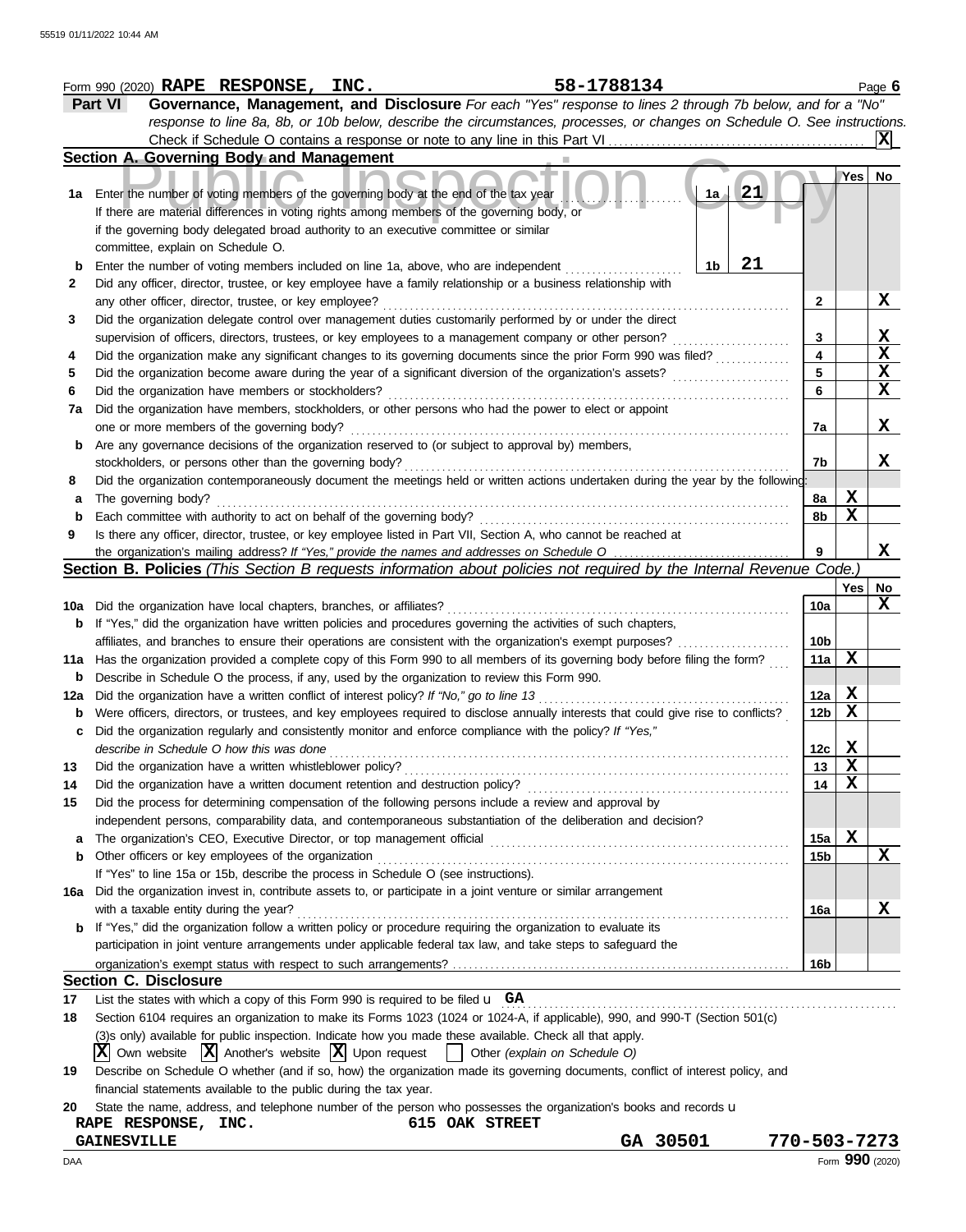Form 990 (2020) **RAPE RESPONSE, INC.** 58-1788134 Page **6**

**Part VI** **Governance, Management, and Disclosure** *For each "Yes" response to lines 2 through 7b below, and for a "No" response to line 8a, 8b, or 10b below, describe the circumstances, processes, or changes on Schedule O. See instructions.*

Check if Schedule O contains a response or note to any line in this Part VI .......... [X]

## Section A. Governing Body and Management

| | | | | Yes | No |
|---|---|---|---|---|---|
| **1a** | Enter the number of voting members of the governing body at the end of the tax year ........ **1a** **21**<br>If there are material differences in voting rights among members of the governing body, or if the governing body delegated broad authority to an executive committee or similar committee, explain on Schedule O. | | | | |
| **b** | Enter the number of voting members included on line 1a, above, who are independent ........ **1b** **21** | | | | |
| **2** | Did any officer, director, trustee, or key employee have a family relationship or a business relationship with any other officer, director, trustee, or key employee? | | **2** | | **X** |
| **3** | Did the organization delegate control over management duties customarily performed by or under the direct supervision of officers, directors, trustees, or key employees to a management company or other person? | | **3** | | **X** |
| **4** | Did the organization make any significant changes to its governing documents since the prior Form 990 was filed? | | **4** | | **X** |
| **5** | Did the organization become aware during the year of a significant diversion of the organization's assets? | | **5** | | **X** |
| **6** | Did the organization have members or stockholders? | | **6** | | **X** |
| **7a** | Did the organization have members, stockholders, or other persons who had the power to elect or appoint one or more members of the governing body? | | **7a** | | **X** |
| **b** | Are any governance decisions of the organization reserved to (or subject to approval by) members, stockholders, or persons other than the governing body? | | **7b** | | **X** |
| **8** | Did the organization contemporaneously document the meetings held or written actions undertaken during the year by the following: | | | | |
| **a** | The governing body? | | **8a** | **X** | |
| **b** | Each committee with authority to act on behalf of the governing body? | | **8b** | **X** | |
| **9** | Is there any officer, director, trustee, or key employee listed in Part VII, Section A, who cannot be reached at the organization's mailing address? *If "Yes," provide the names and addresses on Schedule O* | | **9** | | **X** |

## Section B. Policies *(This Section B requests information about policies not required by the Internal Revenue Code.)*

| | | | Yes | No |
|---|---|---|---|---|
| **10a** | Did the organization have local chapters, branches, or affiliates? | **10a** | | **X** |
| **b** | If "Yes," did the organization have written policies and procedures governing the activities of such chapters, affiliates, and branches to ensure their operations are consistent with the organization's exempt purposes? | **10b** | | |
| **11a** | Has the organization provided a complete copy of this Form 990 to all members of its governing body before filing the form? | **11a** | **X** | |
| **b** | Describe in Schedule O the process, if any, used by the organization to review this Form 990. | | | |
| **12a** | Did the organization have a written conflict of interest policy? *If "No," go to line 13* | **12a** | **X** | |
| **b** | Were officers, directors, or trustees, and key employees required to disclose annually interests that could give rise to conflicts? | **12b** | **X** | |
| **c** | Did the organization regularly and consistently monitor and enforce compliance with the policy? *If "Yes," describe in Schedule O how this was done* | **12c** | **X** | |
| **13** | Did the organization have a written whistleblower policy? | **13** | **X** | |
| **14** | Did the organization have a written document retention and destruction policy? | **14** | **X** | |
| **15** | Did the process for determining compensation of the following persons include a review and approval by independent persons, comparability data, and contemporaneous substantiation of the deliberation and decision? | | | |
| **a** | The organization's CEO, Executive Director, or top management official | **15a** | **X** | |
| **b** | Other officers or key employees of the organization | **15b** | | **X** |
| | If "Yes" to line 15a or 15b, describe the process in Schedule O (see instructions). | | | |
| **16a** | Did the organization invest in, contribute assets to, or participate in a joint venture or similar arrangement with a taxable entity during the year? | **16a** | | **X** |
| **b** | If "Yes," did the organization follow a written policy or procedure requiring the organization to evaluate its participation in joint venture arrangements under applicable federal tax law, and take steps to safeguard the organization's exempt status with respect to such arrangements? | **16b** | | |

## Section C. Disclosure

**17** List the states with which a copy of this Form 990 is required to be filed u **GA**

**18** Section 6104 requires an organization to make its Forms 1023 (1024 or 1024-A, if applicable), 990, and 990-T (Section 501(c)(3)s only) available for public inspection. Indicate how you made these available. Check all that apply.

[X] Own website [X] Another's website [X] Upon request [ ] Other *(explain on Schedule O)*

**19** Describe on Schedule O whether (and if so, how) the organization made its governing documents, conflict of interest policy, and financial statements available to the public during the tax year.

**20** State the name, address, and telephone number of the person who possesses the organization's books and records u

**RAPE RESPONSE, INC.** **615 OAK STREET**
**GAINESVILLE** **GA 30501** **770-503-7273**

Form **990** (2020)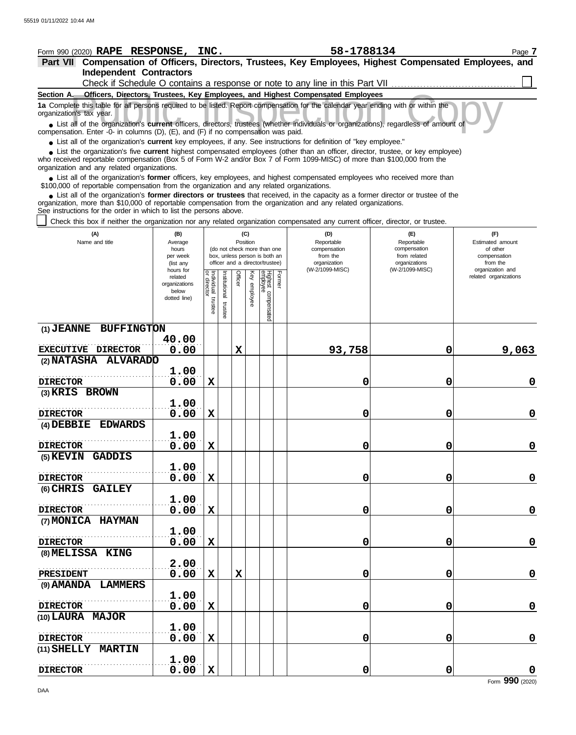Form 990 (2020) **RAPE RESPONSE, INC.** **58-1788134**

**Part VII Compensation of Officers, Directors, Trustees, Key Employees, Highest Compensated Employees, and Independent Contractors**

Check if Schedule O contains a response or note to any line in this Part VII ☐

**Section A. Officers, Directors, Trustees, Key Employees, and Highest Compensated Employees**

**1a** Complete this table for all persons required to be listed. Report compensation for the calendar year ending with or within the organization's tax year.

- List all of the organization's **current** officers, directors, trustees (whether individuals or organizations), regardless of amount of compensation. Enter -0- in columns (D), (E), and (F) if no compensation was paid.
- List all of the organization's **current** key employees, if any. See instructions for definition of "key employee."
- List the organization's five **current** highest compensated employees (other than an officer, director, trustee, or key employee) who received reportable compensation (Box 5 of Form W-2 and/or Box 7 of Form 1099-MISC) of more than $100,000 from the organization and any related organizations.
- List all of the organization's **former** officers, key employees, and highest compensated employees who received more than $100,000 of reportable compensation from the organization and any related organizations.
- List all of the organization's **former directors or trustees** that received, in the capacity as a former director or trustee of the organization, more than $10,000 of reportable compensation from the organization and any related organizations.

See instructions for the order in which to list the persons above.

☐ Check this box if neither the organization nor any related organization compensated any current officer, director, or trustee.

| (A) Name and title | (B) Average hours per week (list any hours for related organizations below dotted line) | (C) Position: Individual trustee or director | Institutional trustee | Officer | Key employee | Highest compensated employee | Former | (D) Reportable compensation from the organization (W-2/1099-MISC) | (E) Reportable compensation from related organizations (W-2/1099-MISC) | (F) Estimated amount of other compensation from the organization and related organizations |
|---|---|---|---|---|---|---|---|---|---|---|
| (1) JEANNE BUFFINGTON<br>EXECUTIVE DIRECTOR | 40.00<br>0.00 | | | X | | | | 93,758 | 0 | 9,063 |
| (2) NATASHA ALVARADO<br>DIRECTOR | 1.00<br>0.00 | X | | | | | | 0 | 0 | 0 |
| (3) KRIS BROWN<br>DIRECTOR | 1.00<br>0.00 | X | | | | | | 0 | 0 | 0 |
| (4) DEBBIE EDWARDS<br>DIRECTOR | 1.00<br>0.00 | X | | | | | | 0 | 0 | 0 |
| (5) KEVIN GADDIS<br>DIRECTOR | 1.00<br>0.00 | X | | | | | | 0 | 0 | 0 |
| (6) CHRIS GAILEY<br>DIRECTOR | 1.00<br>0.00 | X | | | | | | 0 | 0 | 0 |
| (7) MONICA HAYMAN<br>DIRECTOR | 1.00<br>0.00 | X | | | | | | 0 | 0 | 0 |
| (8) MELISSA KING<br>PRESIDENT | 2.00<br>0.00 | X | | X | | | | 0 | 0 | 0 |
| (9) AMANDA LAMMERS<br>DIRECTOR | 1.00<br>0.00 | X | | | | | | 0 | 0 | 0 |
| (10) LAURA MAJOR<br>DIRECTOR | 1.00<br>0.00 | X | | | | | | 0 | 0 | 0 |
| (11) SHELLY MARTIN<br>DIRECTOR | 1.00<br>0.00 | X | | | | | | 0 | 0 | 0 |

Form **990** (2020)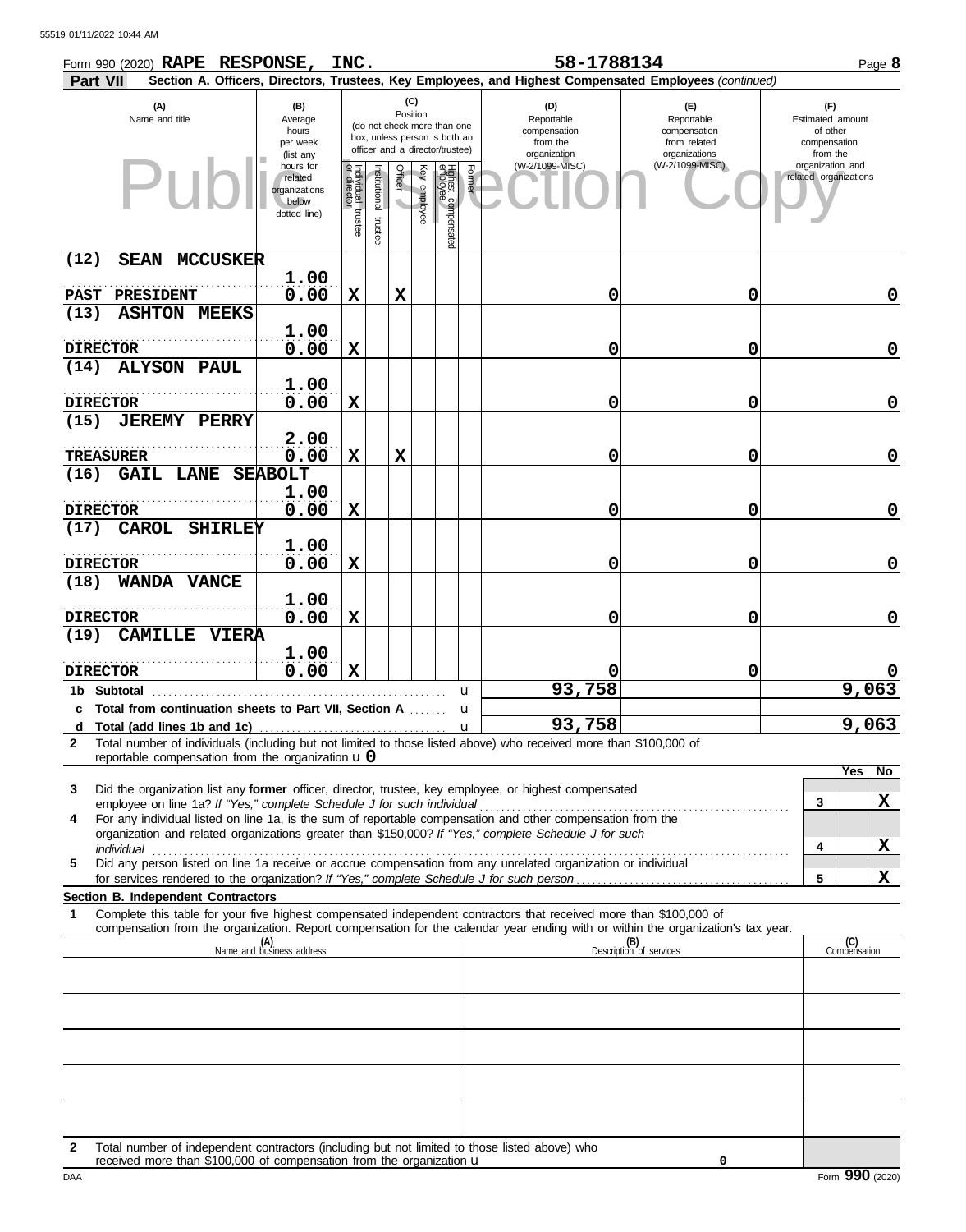Form 990 (2020) **RAPE RESPONSE, INC.** **58-1788134** Page **8**

**Part VII** **Section A. Officers, Directors, Trustees, Key Employees, and Highest Compensated Employees** *(continued)*

| (A) Name and title | (B) Average hours per week (list any hours for related organizations below dotted line) | (C) Position: Individual trustee or director | Institutional trustee | Officer | Key employee | Highest compensated employee | Former | (D) Reportable compensation from the organization (W-2/1099-MISC) | (E) Reportable compensation from related organizations (W-2/1099-MISC) | (F) Estimated amount of other compensation from the organization and related organizations |
|---|---|---|---|---|---|---|---|---|---|---|
| (12) SEAN MCCUSKER<br>PAST PRESIDENT | 1.00<br>0.00 | X | | X | | | | 0 | 0 | 0 |
| (13) ASHTON MEEKS<br>DIRECTOR | 1.00<br>0.00 | X | | | | | | 0 | 0 | 0 |
| (14) ALYSON PAUL<br>DIRECTOR | 1.00<br>0.00 | X | | | | | | 0 | 0 | 0 |
| (15) JEREMY PERRY<br>TREASURER | 2.00<br>0.00 | X | | X | | | | 0 | 0 | 0 |
| (16) GAIL LANE SEABOLT<br>DIRECTOR | 1.00<br>0.00 | X | | | | | | 0 | 0 | 0 |
| (17) CAROL SHIRLEY<br>DIRECTOR | 1.00<br>0.00 | X | | | | | | 0 | 0 | 0 |
| (18) WANDA VANCE<br>DIRECTOR | 1.00<br>0.00 | X | | | | | | 0 | 0 | 0 |
| (19) CAMILLE VIERA<br>DIRECTOR | 1.00<br>0.00 | X | | | | | | 0 | 0 | 0 |
| **1b Subtotal** | | | | | | | | 93,758 | | 9,063 |
| **c Total from continuation sheets to Part VII, Section A** | | | | | | | | | | |
| **d Total (add lines 1b and 1c)** | | | | | | | | 93,758 | | 9,063 |

**2** Total number of individuals (including but not limited to those listed above) who received more than $100,000 of reportable compensation from the organization u **0**

| | | Yes | No |
|---|---|---|---|
| **3** Did the organization list any **former** officer, director, trustee, key employee, or highest compensated employee on line 1a? *If "Yes," complete Schedule J for such individual* | 3 | | X |
| **4** For any individual listed on line 1a, is the sum of reportable compensation and other compensation from the organization and related organizations greater than $150,000? *If "Yes," complete Schedule J for such individual* | 4 | | X |
| **5** Did any person listed on line 1a receive or accrue compensation from any unrelated organization or individual for services rendered to the organization? *If "Yes," complete Schedule J for such person* | 5 | | X |

**Section B. Independent Contractors**

**1** Complete this table for your five highest compensated independent contractors that received more than $100,000 of compensation from the organization. Report compensation for the calendar year ending with or within the organization's tax year.

| (A) Name and business address | (B) Description of services | (C) Compensation |
|---|---|---|
| | | |
| | | |
| | | |
| | | |
| | | |

**2** Total number of independent contractors (including but not limited to those listed above) who received more than $100,000 of compensation from the organization u **0**

DAA Form **990** (2020)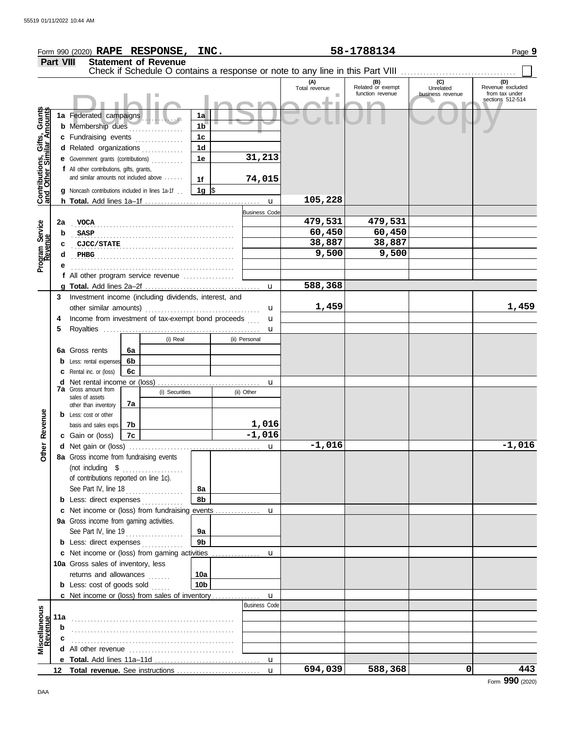Form 990 (2020) **RAPE RESPONSE, INC.** **58-1788134** Page **9**

## Part VIII Statement of Revenue

Check if Schedule O contains a response or note to any line in this Part VIII ☐

Public Inspection Copy

| | | | | (A) Total revenue | (B) Related or exempt function revenue | (C) Unrelated business revenue | (D) Revenue excluded from tax under sections 512-514 |
|---|---|---|---|---|---|---|---|
| **Contributions, Gifts, Grants and Other Similar Amounts** | 1a Federated campaigns | 1a | | | | | |
| | b Membership dues | 1b | | | | | |
| | c Fundraising events | 1c | | | | | |
| | d Related organizations | 1d | | | | | |
| | e Government grants (contributions) | 1e | 31,213 | | | | |
| | f All other contributions, gifts, grants, and similar amounts not included above | 1f | 74,015 | | | | |
| | g Noncash contributions included in lines 1a-1f | 1g | $ | | | | |
| | h **Total.** Add lines 1a–1f | | u | 105,228 | | | |
| **Program Service Revenue** | | | Business Code | | | | |
| | 2a VOCA | | | 479,531 | 479,531 | | |
| | b SASP | | | 60,450 | 60,450 | | |
| | c CJCC/STATE | | | 38,887 | 38,887 | | |
| | d PHBG | | | 9,500 | 9,500 | | |
| | e | | | | | | |
| | f All other program service revenue | | | | | | |
| | g **Total.** Add lines 2a–2f | | u | 588,368 | | | |
| **Other Revenue** | 3 Investment income (including dividends, interest, and other similar amounts) | | u | 1,459 | | | 1,459 |
| | 4 Income from investment of tax-exempt bond proceeds | | u | | | | |
| | 5 Royalties | | u | | | | |
| | | (i) Real | (ii) Personal | | | | |
| | 6a Gross rents 6a | | | | | | |
| | b Less: rental expenses 6b | | | | | | |
| | c Rental inc. or (loss) 6c | | | | | | |
| | d Net rental income or (loss) | | u | | | | |
| | 7a Gross amount from sales of assets other than inventory 7a | (i) Securities | (ii) Other | | | | |
| | b Less: cost or other basis and sales exps. 7b | | 1,016 | | | | |
| | c Gain or (loss) 7c | | -1,016 | | | | |
| | d Net gain or (loss) | | u | -1,016 | | | -1,016 |
| | 8a Gross income from fundraising events (not including $ of contributions reported on line 1c). See Part IV, line 18 | 8a | | | | | |
| | b Less: direct expenses | 8b | | | | | |
| | c Net income or (loss) from fundraising events | | u | | | | |
| | 9a Gross income from gaming activities. See Part IV, line 19 | 9a | | | | | |
| | b Less: direct expenses | 9b | | | | | |
| | c Net income or (loss) from gaming activities | | u | | | | |
| | 10a Gross sales of inventory, less returns and allowances | 10a | | | | | |
| | b Less: cost of goods sold | 10b | | | | | |
| | c Net income or (loss) from sales of inventory | | u | | | | |
| **Miscellaneous Revenue** | | | Business Code | | | | |
| | 11a | | | | | | |
| | b | | | | | | |
| | c | | | | | | |
| | d All other revenue | | | | | | |
| | e **Total.** Add lines 11a–11d | | u | | | | |
| | 12 **Total revenue.** See instructions | | u | 694,039 | 588,368 | 0 | 443 |

Form **990** (2020)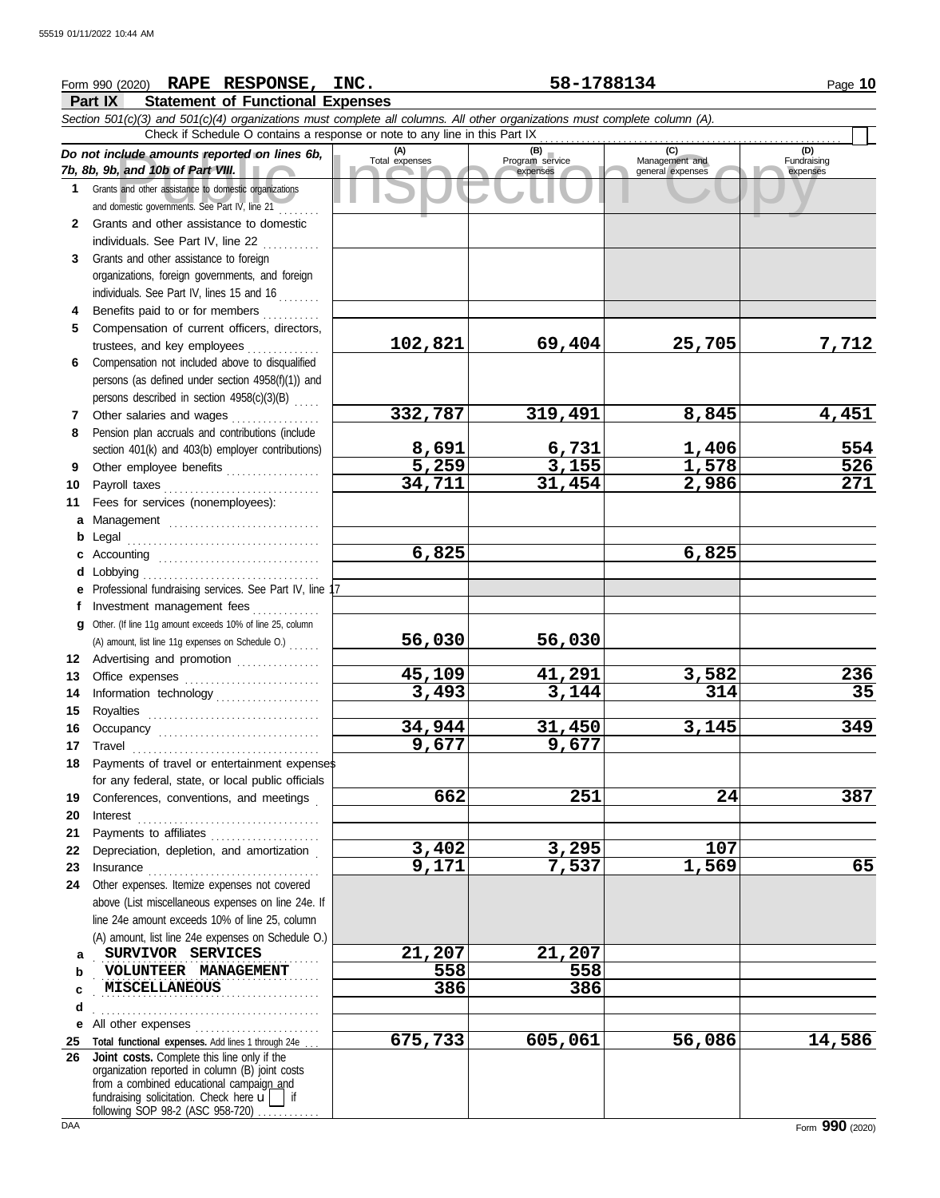Form 990 (2020) **RAPE RESPONSE, INC.** **58-1788134**

## Part IX Statement of Functional Expenses

*Section 501(c)(3) and 501(c)(4) organizations must complete all columns. All other organizations must complete column (A).*

Check if Schedule O contains a response or note to any line in this Part IX ☐

| *Do not include amounts reported on lines 6b, 7b, 8b, 9b, and 10b of Part VIII.* | (A) Total expenses | (B) Program service expenses | (C) Management and general expenses | (D) Fundraising expenses |
|---|---|---|---|---|
| **1** Grants and other assistance to domestic organizations and domestic governments. See Part IV, line 21 | | | | |
| **2** Grants and other assistance to domestic individuals. See Part IV, line 22 | | | | |
| **3** Grants and other assistance to foreign organizations, foreign governments, and foreign individuals. See Part IV, lines 15 and 16 | | | | |
| **4** Benefits paid to or for members | | | | |
| **5** Compensation of current officers, directors, trustees, and key employees | 102,821 | 69,404 | 25,705 | 7,712 |
| **6** Compensation not included above to disqualified persons (as defined under section 4958(f)(1)) and persons described in section 4958(c)(3)(B) | | | | |
| **7** Other salaries and wages | 332,787 | 319,491 | 8,845 | 4,451 |
| **8** Pension plan accruals and contributions (include section 401(k) and 403(b) employer contributions) | 8,691 | 6,731 | 1,406 | 554 |
| **9** Other employee benefits | 5,259 | 3,155 | 1,578 | 526 |
| **10** Payroll taxes | 34,711 | 31,454 | 2,986 | 271 |
| **11** Fees for services (nonemployees): | | | | |
| **a** Management | | | | |
| **b** Legal | | | | |
| **c** Accounting | 6,825 | | 6,825 | |
| **d** Lobbying | | | | |
| **e** Professional fundraising services. See Part IV, line 17 | | | | |
| **f** Investment management fees | | | | |
| **g** Other. (If line 11g amount exceeds 10% of line 25, column (A) amount, list line 11g expenses on Schedule O.) | 56,030 | 56,030 | | |
| **12** Advertising and promotion | | | | |
| **13** Office expenses | 45,109 | 41,291 | 3,582 | 236 |
| **14** Information technology | 3,493 | 3,144 | 314 | 35 |
| **15** Royalties | | | | |
| **16** Occupancy | 34,944 | 31,450 | 3,145 | 349 |
| **17** Travel | 9,677 | 9,677 | | |
| **18** Payments of travel or entertainment expenses for any federal, state, or local public officials | | | | |
| **19** Conferences, conventions, and meetings | 662 | 251 | 24 | 387 |
| **20** Interest | | | | |
| **21** Payments to affiliates | | | | |
| **22** Depreciation, depletion, and amortization | 3,402 | 3,295 | 107 | |
| **23** Insurance | 9,171 | 7,537 | 1,569 | 65 |
| **24** Other expenses. Itemize expenses not covered above (List miscellaneous expenses on line 24e. If line 24e amount exceeds 10% of line 25, column (A) amount, list line 24e expenses on Schedule O.) | | | | |
| **a** SURVIVOR SERVICES | 21,207 | 21,207 | | |
| **b** VOLUNTEER MANAGEMENT | 558 | 558 | | |
| **c** MISCELLANEOUS | 386 | 386 | | |
| **d** | | | | |
| **e** All other expenses | | | | |
| **25 Total functional expenses.** Add lines 1 through 24e | 675,733 | 605,061 | 56,086 | 14,586 |
| **26 Joint costs.** Complete this line only if the organization reported in column (B) joint costs from a combined educational campaign and fundraising solicitation. Check here ☐ if following SOP 98-2 (ASC 958-720) | | | | |

Form **990** (2020)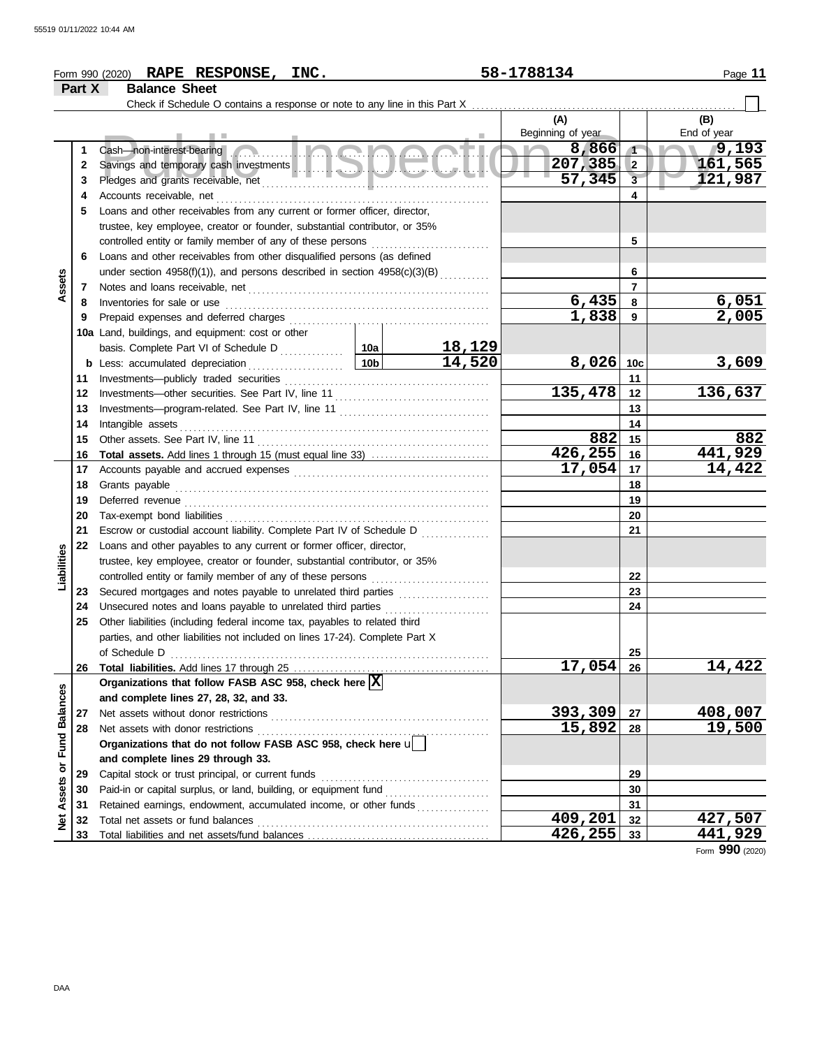Form 990 (2020) **RAPE RESPONSE, INC.** 58-1788134

## Part X Balance Sheet

Check if Schedule O contains a response or note to any line in this Part X ☐

| | | | | | (A) Beginning of year | | (B) End of year |
|---|---|---|---|---|---|---|---|
| **Assets** | 1 | Cash—non-interest-bearing | | | 8,866 | 1 | 9,193 |
| | 2 | Savings and temporary cash investments | | | 207,385 | 2 | 161,565 |
| | 3 | Pledges and grants receivable, net | | | 57,345 | 3 | 121,987 |
| | 4 | Accounts receivable, net | | | | 4 | |
| | 5 | Loans and other receivables from any current or former officer, director, trustee, key employee, creator or founder, substantial contributor, or 35% controlled entity or family member of any of these persons | | | | 5 | |
| | 6 | Loans and other receivables from other disqualified persons (as defined under section 4958(f)(1)), and persons described in section 4958(c)(3)(B) | | | | 6 | |
| | 7 | Notes and loans receivable, net | | | | 7 | |
| | 8 | Inventories for sale or use | | | 6,435 | 8 | 6,051 |
| | 9 | Prepaid expenses and deferred charges | | | 1,838 | 9 | 2,005 |
| | 10a | Land, buildings, and equipment: cost or other basis. Complete Part VI of Schedule D | 10a | 18,129 | | | |
| | b | Less: accumulated depreciation | 10b | 14,520 | 8,026 | 10c | 3,609 |
| | 11 | Investments—publicly traded securities | | | | 11 | |
| | 12 | Investments—other securities. See Part IV, line 11 | | | 135,478 | 12 | 136,637 |
| | 13 | Investments—program-related. See Part IV, line 11 | | | | 13 | |
| | 14 | Intangible assets | | | | 14 | |
| | 15 | Other assets. See Part IV, line 11 | | | 882 | 15 | 882 |
| | 16 | **Total assets.** Add lines 1 through 15 (must equal line 33) | | | 426,255 | 16 | 441,929 |
| **Liabilities** | 17 | Accounts payable and accrued expenses | | | 17,054 | 17 | 14,422 |
| | 18 | Grants payable | | | | 18 | |
| | 19 | Deferred revenue | | | | 19 | |
| | 20 | Tax-exempt bond liabilities | | | | 20 | |
| | 21 | Escrow or custodial account liability. Complete Part IV of Schedule D | | | | 21 | |
| | 22 | Loans and other payables to any current or former officer, director, trustee, key employee, creator or founder, substantial contributor, or 35% controlled entity or family member of any of these persons | | | | 22 | |
| | 23 | Secured mortgages and notes payable to unrelated third parties | | | | 23 | |
| | 24 | Unsecured notes and loans payable to unrelated third parties | | | | 24 | |
| | 25 | Other liabilities (including federal income tax, payables to related third parties, and other liabilities not included on lines 17-24). Complete Part X of Schedule D | | | | 25 | |
| | 26 | **Total liabilities.** Add lines 17 through 25 | | | 17,054 | 26 | 14,422 |
| **Net Assets or Fund Balances** | | **Organizations that follow FASB ASC 958, check here** ☒ **and complete lines 27, 28, 32, and 33.** | | | | | |
| | 27 | Net assets without donor restrictions | | | 393,309 | 27 | 408,007 |
| | 28 | Net assets with donor restrictions | | | 15,892 | 28 | 19,500 |
| | | **Organizations that do not follow FASB ASC 958, check here** ☐ **and complete lines 29 through 33.** | | | | | |
| | 29 | Capital stock or trust principal, or current funds | | | | 29 | |
| | 30 | Paid-in or capital surplus, or land, building, or equipment fund | | | | 30 | |
| | 31 | Retained earnings, endowment, accumulated income, or other funds | | | | 31 | |
| | 32 | Total net assets or fund balances | | | 409,201 | 32 | 427,507 |
| | 33 | Total liabilities and net assets/fund balances | | | 426,255 | 33 | 441,929 |

Form **990** (2020)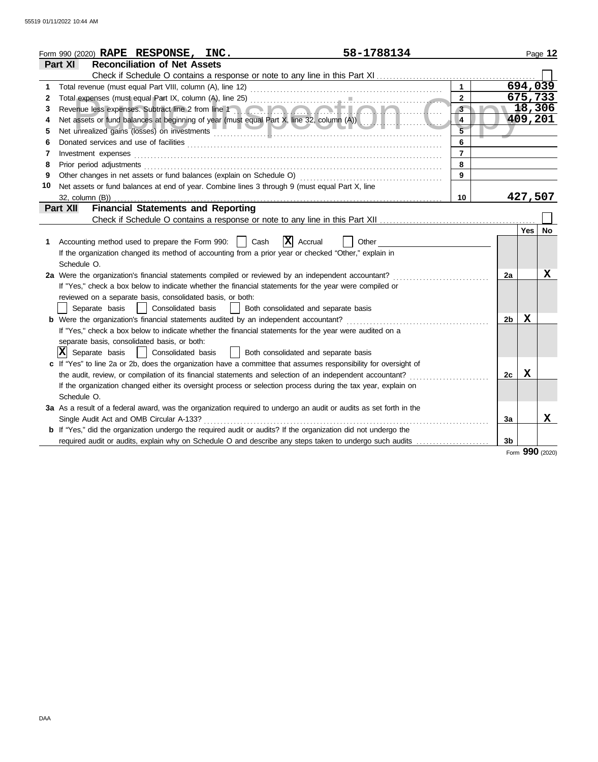Form 990 (2020) **RAPE RESPONSE, INC.** 58-1788134

## Part XI Reconciliation of Net Assets

Check if Schedule O contains a response or note to any line in this Part XI ☐

| | | | |
|---|---|---|---|
| 1 | Total revenue (must equal Part VIII, column (A), line 12) | 1 | 694,039 |
| 2 | Total expenses (must equal Part IX, column (A), line 25) | 2 | 675,733 |
| 3 | Revenue less expenses. Subtract line 2 from line 1 | 3 | 18,306 |
| 4 | Net assets or fund balances at beginning of year (must equal Part X, line 32, column (A)) | 4 | 409,201 |
| 5 | Net unrealized gains (losses) on investments | 5 | |
| 6 | Donated services and use of facilities | 6 | |
| 7 | Investment expenses | 7 | |
| 8 | Prior period adjustments | 8 | |
| 9 | Other changes in net assets or fund balances (explain on Schedule O) | 9 | |
| 10 | Net assets or fund balances at end of year. Combine lines 3 through 9 (must equal Part X, line 32, column (B)) | 10 | 427,507 |

## Part XII Financial Statements and Reporting

Check if Schedule O contains a response or note to any line in this Part XII ☐

| | | | Yes | No |
|---|---|---|---|---|
| 1 | Accounting method used to prepare the Form 990: ☐ Cash ☒ Accrual ☐ Other<br>If the organization changed its method of accounting from a prior year or checked "Other," explain in Schedule O. | | | |
| 2a | Were the organization's financial statements compiled or reviewed by an independent accountant?<br>If "Yes," check a box below to indicate whether the financial statements for the year were compiled or reviewed on a separate basis, consolidated basis, or both:<br>☐ Separate basis ☐ Consolidated basis ☐ Both consolidated and separate basis | 2a | | X |
| b | Were the organization's financial statements audited by an independent accountant?<br>If "Yes," check a box below to indicate whether the financial statements for the year were audited on a separate basis, consolidated basis, or both:<br>☒ Separate basis ☐ Consolidated basis ☐ Both consolidated and separate basis | 2b | X | |
| c | If "Yes" to line 2a or 2b, does the organization have a committee that assumes responsibility for oversight of the audit, review, or compilation of its financial statements and selection of an independent accountant?<br>If the organization changed either its oversight process or selection process during the tax year, explain on Schedule O. | 2c | X | |
| 3a | As a result of a federal award, was the organization required to undergo an audit or audits as set forth in the Single Audit Act and OMB Circular A-133? | 3a | | X |
| b | If "Yes," did the organization undergo the required audit or audits? If the organization did not undergo the required audit or audits, explain why on Schedule O and describe any steps taken to undergo such audits | 3b | | |

Form **990** (2020)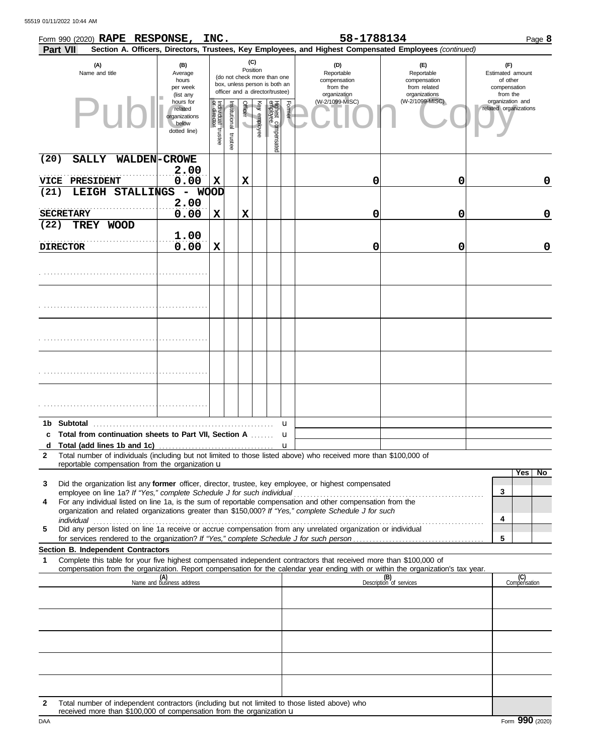Form 990 (2020) **RAPE RESPONSE, INC.** 58-1788134 Page **8**

**Part VII** **Section A. Officers, Directors, Trustees, Key Employees, and Highest Compensated Employees** *(continued)*

| (A) Name and title | (B) Average hours per week (list any hours for related organizations below dotted line) | (C) Position: Individual trustee or director | Institutional trustee | Officer | Key employee | Highest compensated employee | Former | (D) Reportable compensation from the organization (W-2/1099-MISC) | (E) Reportable compensation from related organizations (W-2/1099-MISC) | (F) Estimated amount of other compensation from the organization and related organizations |
|---|---|---|---|---|---|---|---|---|---|---|
| (20) SALLY WALDEN-CROWE<br>VICE PRESIDENT | 2.00<br>0.00 | X | | X | | | | 0 | 0 | 0 |
| (21) LEIGH STALLINGS - WOOD<br>SECRETARY | 2.00<br>0.00 | X | | X | | | | 0 | 0 | 0 |
| (22) TREY WOOD<br>DIRECTOR | 1.00<br>0.00 | X | | | | | | 0 | 0 | 0 |
| | | | | | | | | | | |
| | | | | | | | | | | |
| | | | | | | | | | | |
| | | | | | | | | | | |
| | | | | | | | | | | |

**1b Subtotal** u

**c Total from continuation sheets to Part VII, Section A** u

**d Total (add lines 1b and 1c)** u

**2** Total number of individuals (including but not limited to those listed above) who received more than $100,000 of reportable compensation from the organization u

| | | Yes | No |
|---|---|---|---|
| **3** Did the organization list any **former** officer, director, trustee, key employee, or highest compensated employee on line 1a? *If "Yes," complete Schedule J for such individual* | 3 | | |
| **4** For any individual listed on line 1a, is the sum of reportable compensation and other compensation from the organization and related organizations greater than $150,000? *If "Yes," complete Schedule J for such individual* | 4 | | |
| **5** Did any person listed on line 1a receive or accrue compensation from any unrelated organization or individual for services rendered to the organization? *If "Yes," complete Schedule J for such person* | 5 | | |

**Section B. Independent Contractors**

**1** Complete this table for your five highest compensated independent contractors that received more than $100,000 of compensation from the organization. Report compensation for the calendar year ending with or within the organization's tax year.

| (A) Name and business address | (B) Description of services | (C) Compensation |
|---|---|---|
| | | |
| | | |
| | | |
| | | |
| | | |

**2** Total number of independent contractors (including but not limited to those listed above) who received more than $100,000 of compensation from the organization u

DAA Form **990** (2020)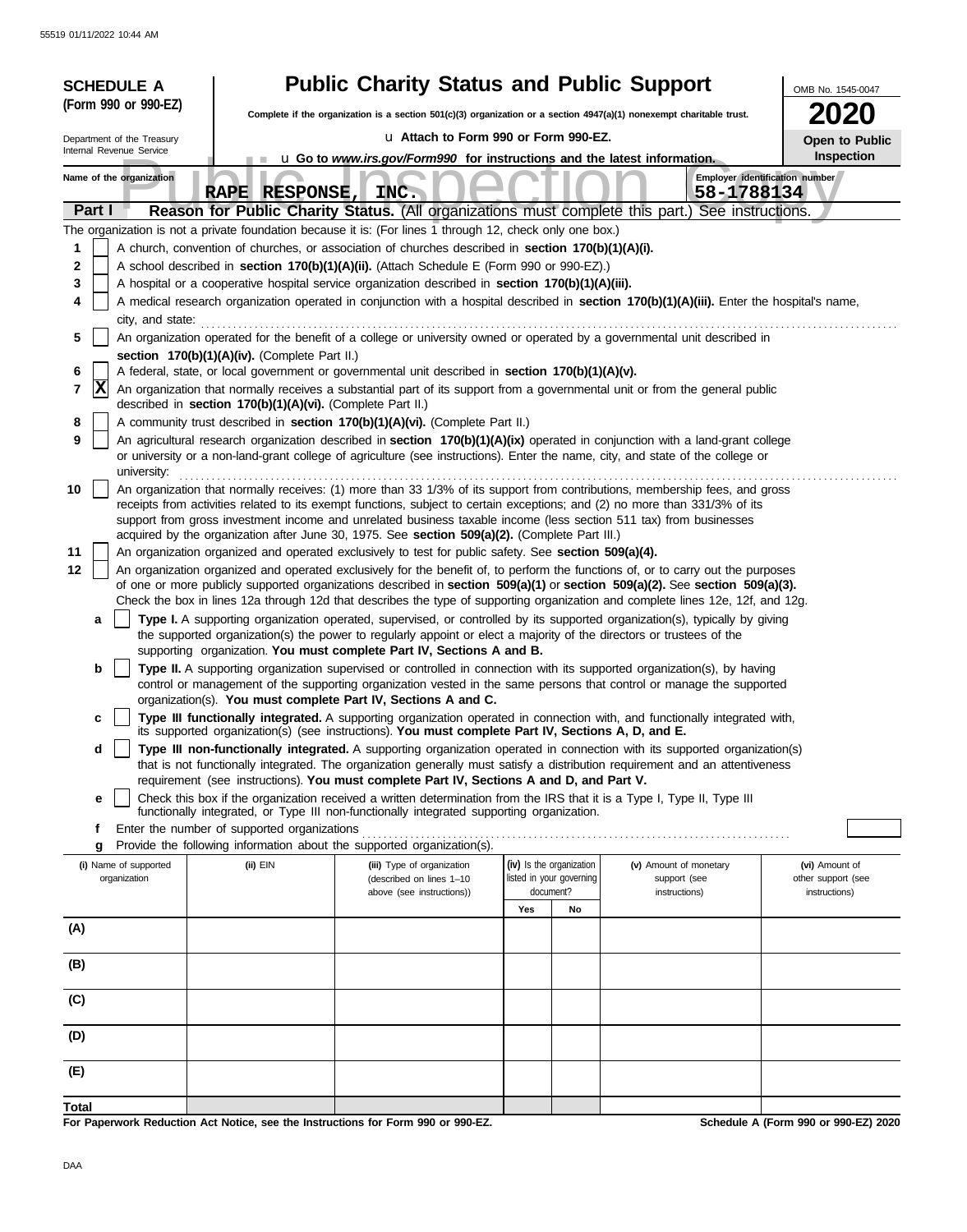**SCHEDULE A (Form 990 or 990-EZ)**

Department of the Treasury
Internal Revenue Service

# Public Charity Status and Public Support

**Complete if the organization is a section 501(c)(3) organization or a section 4947(a)(1) nonexempt charitable trust.**

u **Attach to Form 990 or Form 990-EZ.**

u **Go to *www.irs.gov/Form990* for instructions and the latest information.**

OMB No. 1545-0047

**2020**

**Open to Public Inspection**

Name of the organization: **RAPE RESPONSE, INC.**

Employer identification number: **58-1788134**

## Part I — Reason for Public Charity Status. (All organizations must complete this part.) See instructions.

The organization is not a private foundation because it is: (For lines 1 through 12, check only one box.)

1. [ ] A church, convention of churches, or association of churches described in **section 170(b)(1)(A)(i).**
2. [ ] A school described in **section 170(b)(1)(A)(ii).** (Attach Schedule E (Form 990 or 990-EZ).)
3. [ ] A hospital or a cooperative hospital service organization described in **section 170(b)(1)(A)(iii).**
4. [ ] A medical research organization operated in conjunction with a hospital described in **section 170(b)(1)(A)(iii).** Enter the hospital's name, city, and state:
5. [ ] An organization operated for the benefit of a college or university owned or operated by a governmental unit described in **section 170(b)(1)(A)(iv).** (Complete Part II.)
6. [ ] A federal, state, or local government or governmental unit described in **section 170(b)(1)(A)(v).**
7. [X] An organization that normally receives a substantial part of its support from a governmental unit or from the general public described in **section 170(b)(1)(A)(vi).** (Complete Part II.)
8. [ ] A community trust described in **section 170(b)(1)(A)(vi).** (Complete Part II.)
9. [ ] An agricultural research organization described in **section 170(b)(1)(A)(ix)** operated in conjunction with a land-grant college or university or a non-land-grant college of agriculture (see instructions). Enter the name, city, and state of the college or university:
10. [ ] An organization that normally receives: (1) more than 33 1/3% of its support from contributions, membership fees, and gross receipts from activities related to its exempt functions, subject to certain exceptions; and (2) no more than 331/3% of its support from gross investment income and unrelated business taxable income (less section 511 tax) from businesses acquired by the organization after June 30, 1975. See **section 509(a)(2).** (Complete Part III.)
11. [ ] An organization organized and operated exclusively to test for public safety. See **section 509(a)(4).**
12. [ ] An organization organized and operated exclusively for the benefit of, to perform the functions of, or to carry out the purposes of one or more publicly supported organizations described in **section 509(a)(1)** or **section 509(a)(2).** See **section 509(a)(3).** Check the box in lines 12a through 12d that describes the type of supporting organization and complete lines 12e, 12f, and 12g.
    - **a** [ ] **Type I.** A supporting organization operated, supervised, or controlled by its supported organization(s), typically by giving the supported organization(s) the power to regularly appoint or elect a majority of the directors or trustees of the supporting organization. **You must complete Part IV, Sections A and B.**
    - **b** [ ] **Type II.** A supporting organization supervised or controlled in connection with its supported organization(s), by having control or management of the supporting organization vested in the same persons that control or manage the supported organization(s). **You must complete Part IV, Sections A and C.**
    - **c** [ ] **Type III functionally integrated.** A supporting organization operated in connection with, and functionally integrated with, its supported organization(s) (see instructions). **You must complete Part IV, Sections A, D, and E.**
    - **d** [ ] **Type III non-functionally integrated.** A supporting organization operated in connection with its supported organization(s) that is not functionally integrated. The organization generally must satisfy a distribution requirement and an attentiveness requirement (see instructions). **You must complete Part IV, Sections A and D, and Part V.**
    - **e** [ ] Check this box if the organization received a written determination from the IRS that it is a Type I, Type II, Type III functionally integrated, or Type III non-functionally integrated supporting organization.
    - **f** Enter the number of supported organizations
    - **g** Provide the following information about the supported organization(s).

| (i) Name of supported organization | (ii) EIN | (iii) Type of organization (described on lines 1–10 above (see instructions)) | (iv) Is the organization listed in your governing document? Yes | No | (v) Amount of monetary support (see instructions) | (vi) Amount of other support (see instructions) |
|---|---|---|---|---|---|---|
| (A) | | | | | | |
| (B) | | | | | | |
| (C) | | | | | | |
| (D) | | | | | | |
| (E) | | | | | | |
| **Total** | | | | | | |

**For Paperwork Reduction Act Notice, see the Instructions for Form 990 or 990-EZ.**

**Schedule A (Form 990 or 990-EZ) 2020**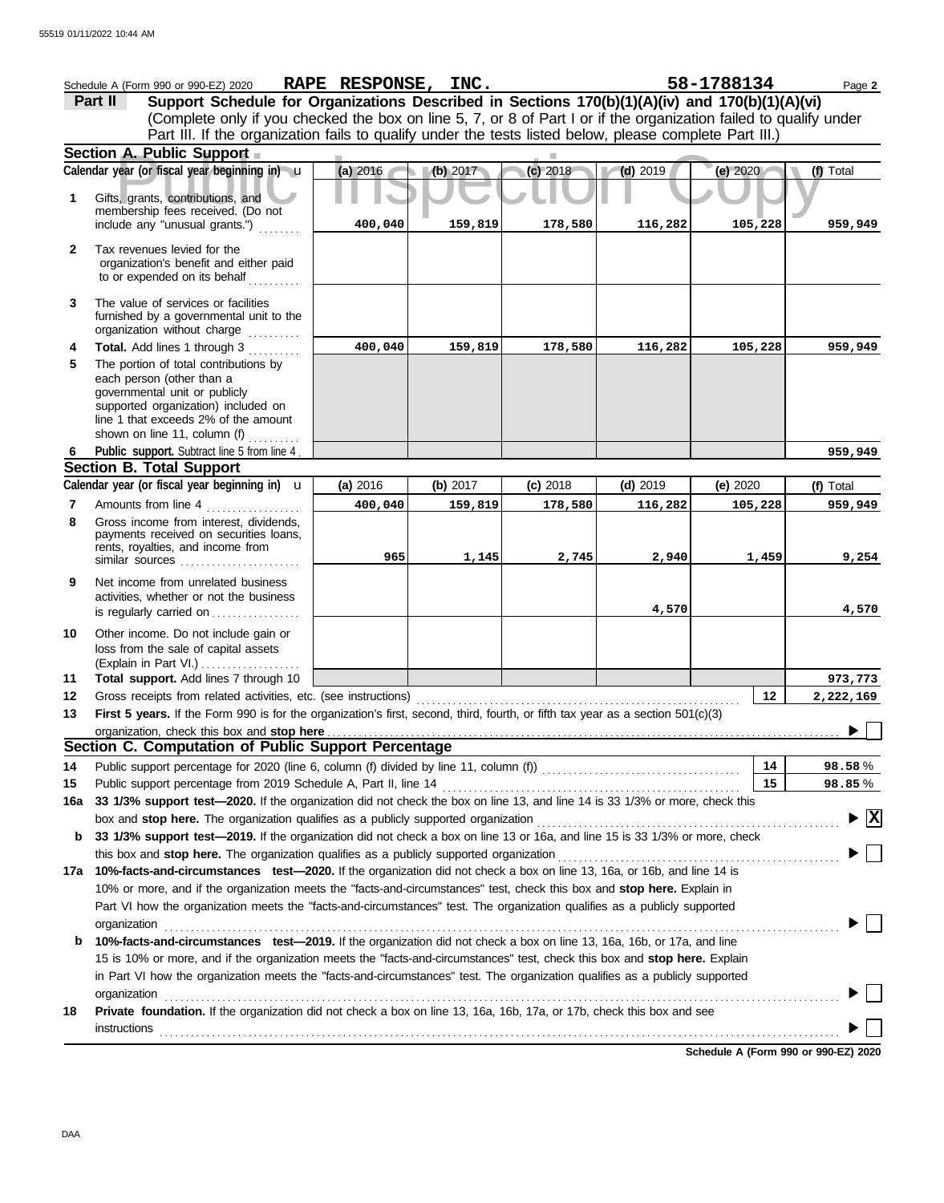Schedule A (Form 990 or 990-EZ) 2020 **RAPE RESPONSE, INC.** **58-1788134** Page **2**

## Part II Support Schedule for Organizations Described in Sections 170(b)(1)(A)(iv) and 170(b)(1)(A)(vi)

(Complete only if you checked the box on line 5, 7, or 8 of Part I or if the organization failed to qualify under Part III. If the organization fails to qualify under the tests listed below, please complete Part III.)

### Section A. Public Support

| | Calendar year (or fiscal year beginning in) | (a) 2016 | (b) 2017 | (c) 2018 | (d) 2019 | (e) 2020 | (f) Total |
|---|---|---|---|---|---|---|---|
| 1 | Gifts, grants, contributions, and membership fees received. (Do not include any "unusual grants.") | 400,040 | 159,819 | 178,580 | 116,282 | 105,228 | 959,949 |
| 2 | Tax revenues levied for the organization's benefit and either paid to or expended on its behalf | | | | | | |
| 3 | The value of services or facilities furnished by a governmental unit to the organization without charge | | | | | | |
| 4 | **Total.** Add lines 1 through 3 | 400,040 | 159,819 | 178,580 | 116,282 | 105,228 | 959,949 |
| 5 | The portion of total contributions by each person (other than a governmental unit or publicly supported organization) included on line 1 that exceeds 2% of the amount shown on line 11, column (f) | | | | | | |
| 6 | **Public support.** Subtract line 5 from line 4 | | | | | | 959,949 |

### Section B. Total Support

| | Calendar year (or fiscal year beginning in) | (a) 2016 | (b) 2017 | (c) 2018 | (d) 2019 | (e) 2020 | (f) Total |
|---|---|---|---|---|---|---|---|
| 7 | Amounts from line 4 | 400,040 | 159,819 | 178,580 | 116,282 | 105,228 | 959,949 |
| 8 | Gross income from interest, dividends, payments received on securities loans, rents, royalties, and income from similar sources | 965 | 1,145 | 2,745 | 2,940 | 1,459 | 9,254 |
| 9 | Net income from unrelated business activities, whether or not the business is regularly carried on | | | | 4,570 | | 4,570 |
| 10 | Other income. Do not include gain or loss from the sale of capital assets (Explain in Part VI.) | | | | | | |
| 11 | **Total support.** Add lines 7 through 10 | | | | | | 973,773 |

**12** Gross receipts from related activities, etc. (see instructions) **12** 2,222,169

**13** **First 5 years.** If the Form 990 is for the organization's first, second, third, fourth, or fifth tax year as a section 501(c)(3) organization, check this box and **stop here** ☐

### Section C. Computation of Public Support Percentage

**14** Public support percentage for 2020 (line 6, column (f) divided by line 11, column (f)) **14** 98.58 %

**15** Public support percentage from 2019 Schedule A, Part II, line 14 **15** 98.85 %

**16a** **33 1/3% support test—2020.** If the organization did not check the box on line 13, and line 14 is 33 1/3% or more, check this box and **stop here.** The organization qualifies as a publicly supported organization ☒

**b** **33 1/3% support test—2019.** If the organization did not check a box on line 13 or 16a, and line 15 is 33 1/3% or more, check this box and **stop here.** The organization qualifies as a publicly supported organization ☐

**17a** **10%-facts-and-circumstances test—2020.** If the organization did not check a box on line 13, 16a, or 16b, and line 14 is 10% or more, and if the organization meets the "facts-and-circumstances" test, check this box and **stop here.** Explain in Part VI how the organization meets the "facts-and-circumstances" test. The organization qualifies as a publicly supported organization ☐

**b** **10%-facts-and-circumstances test—2019.** If the organization did not check a box on line 13, 16a, 16b, or 17a, and line 15 is 10% or more, and if the organization meets the "facts-and-circumstances" test, check this box and **stop here.** Explain in Part VI how the organization meets the "facts-and-circumstances" test. The organization qualifies as a publicly supported organization ☐

**18** **Private foundation.** If the organization did not check a box on line 13, 16a, 16b, 17a, or 17b, check this box and see instructions ☐

**Schedule A (Form 990 or 990-EZ) 2020**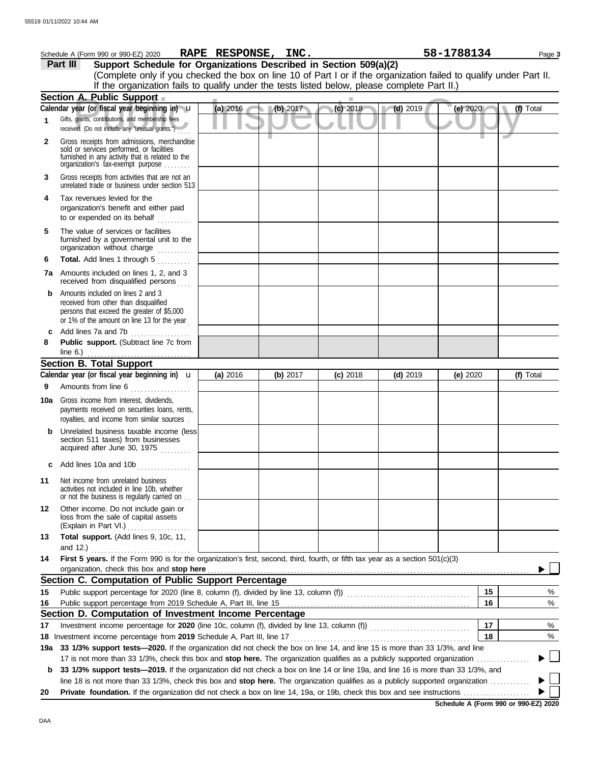Schedule A (Form 990 or 990-EZ) 2020 **RAPE RESPONSE, INC.** **58-1788134**

**Part III Support Schedule for Organizations Described in Section 509(a)(2)**

(Complete only if you checked the box on line 10 of Part I or if the organization failed to qualify under Part II. If the organization fails to qualify under the tests listed below, please complete Part II.)

## Section A. Public Support

| Calendar year (or fiscal year beginning in) | (a) 2016 | (b) 2017 | (c) 2018 | (d) 2019 | (e) 2020 | (f) Total |
|---|---|---|---|---|---|---|
| **1** Gifts, grants, contributions, and membership fees received. (Do not include any "unusual grants.") | | | | | | |
| **2** Gross receipts from admissions, merchandise sold or services performed, or facilities furnished in any activity that is related to the organization's tax-exempt purpose | | | | | | |
| **3** Gross receipts from activities that are not an unrelated trade or business under section 513 | | | | | | |
| **4** Tax revenues levied for the organization's benefit and either paid to or expended on its behalf | | | | | | |
| **5** The value of services or facilities furnished by a governmental unit to the organization without charge | | | | | | |
| **6** **Total.** Add lines 1 through 5 | | | | | | |
| **7a** Amounts included on lines 1, 2, and 3 received from disqualified persons | | | | | | |
| **b** Amounts included on lines 2 and 3 received from other than disqualified persons that exceed the greater of $5,000 or 1% of the amount on line 13 for the year | | | | | | |
| **c** Add lines 7a and 7b | | | | | | |
| **8** **Public support.** (Subtract line 7c from line 6.) | | | | | | |

## Section B. Total Support

| Calendar year (or fiscal year beginning in) | (a) 2016 | (b) 2017 | (c) 2018 | (d) 2019 | (e) 2020 | (f) Total |
|---|---|---|---|---|---|---|
| **9** Amounts from line 6 | | | | | | |
| **10a** Gross income from interest, dividends, payments received on securities loans, rents, royalties, and income from similar sources | | | | | | |
| **b** Unrelated business taxable income (less section 511 taxes) from businesses acquired after June 30, 1975 | | | | | | |
| **c** Add lines 10a and 10b | | | | | | |
| **11** Net income from unrelated business activities not included in line 10b, whether or not the business is regularly carried on | | | | | | |
| **12** Other income. Do not include gain or loss from the sale of capital assets (Explain in Part VI.) | | | | | | |
| **13** **Total support.** (Add lines 9, 10c, 11, and 12.) | | | | | | |

**14** **First 5 years.** If the Form 990 is for the organization's first, second, third, fourth, or fifth tax year as a section 501(c)(3) organization, check this box and **stop here** ▶ ☐

## Section C. Computation of Public Support Percentage

**15** Public support percentage for 2020 (line 8, column (f), divided by line 13, column (f)) **15** %

**16** Public support percentage from 2019 Schedule A, Part III, line 15 **16** %

## Section D. Computation of Investment Income Percentage

**17** Investment income percentage for **2020** (line 10c, column (f), divided by line 13, column (f)) **17** %

**18** Investment income percentage from **2019** Schedule A, Part III, line 17 **18** %

**19a** **33 1/3% support tests—2020.** If the organization did not check the box on line 14, and line 15 is more than 33 1/3%, and line 17 is not more than 33 1/3%, check this box and **stop here.** The organization qualifies as a publicly supported organization ▶ ☐

**b** **33 1/3% support tests—2019.** If the organization did not check a box on line 14 or line 19a, and line 16 is more than 33 1/3%, and line 18 is not more than 33 1/3%, check this box and **stop here.** The organization qualifies as a publicly supported organization ▶ ☐

**20** **Private foundation.** If the organization did not check a box on line 14, 19a, or 19b, check this box and see instructions ▶ ☐

**Schedule A (Form 990 or 990-EZ) 2020**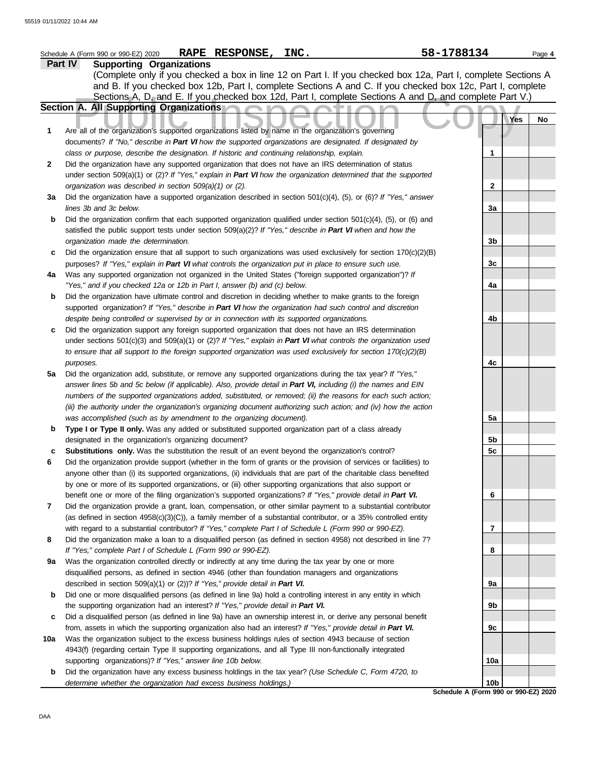Schedule A (Form 990 or 990-EZ) 2020 **RAPE RESPONSE, INC.** **58-1788134** Page **4**

## Part IV Supporting Organizations

(Complete only if you checked a box in line 12 on Part I. If you checked box 12a, Part I, complete Sections A and B. If you checked box 12b, Part I, complete Sections A and C. If you checked box 12c, Part I, complete Sections A, D, and E. If you checked box 12d, Part I, complete Sections A and D, and complete Part V.)

### Section A. All Supporting Organizations

| | | | Yes | No |
|---|---|---|---|---|
| **1** | Are all of the organization's supported organizations listed by name in the organization's governing documents? *If "No," describe in* ***Part VI*** *how the supported organizations are designated. If designated by class or purpose, describe the designation. If historic and continuing relationship, explain.* | 1 | | |
| **2** | Did the organization have any supported organization that does not have an IRS determination of status under section 509(a)(1) or (2)? *If "Yes," explain in* ***Part VI*** *how the organization determined that the supported organization was described in section 509(a)(1) or (2).* | 2 | | |
| **3a** | Did the organization have a supported organization described in section 501(c)(4), (5), or (6)? *If "Yes," answer lines 3b and 3c below.* | 3a | | |
| **b** | Did the organization confirm that each supported organization qualified under section 501(c)(4), (5), or (6) and satisfied the public support tests under section 509(a)(2)? *If "Yes," describe in* ***Part VI*** *when and how the organization made the determination.* | 3b | | |
| **c** | Did the organization ensure that all support to such organizations was used exclusively for section 170(c)(2)(B) purposes? *If "Yes," explain in* ***Part VI*** *what controls the organization put in place to ensure such use.* | 3c | | |
| **4a** | Was any supported organization not organized in the United States ("foreign supported organization")? *If "Yes," and if you checked 12a or 12b in Part I, answer (b) and (c) below.* | 4a | | |
| **b** | Did the organization have ultimate control and discretion in deciding whether to make grants to the foreign supported organization? *If "Yes," describe in* ***Part VI*** *how the organization had such control and discretion despite being controlled or supervised by or in connection with its supported organizations.* | 4b | | |
| **c** | Did the organization support any foreign supported organization that does not have an IRS determination under sections 501(c)(3) and 509(a)(1) or (2)? *If "Yes," explain in* ***Part VI*** *what controls the organization used to ensure that all support to the foreign supported organization was used exclusively for section 170(c)(2)(B) purposes.* | 4c | | |
| **5a** | Did the organization add, substitute, or remove any supported organizations during the tax year? *If "Yes," answer lines 5b and 5c below (if applicable). Also, provide detail in* ***Part VI,*** *including (i) the names and EIN numbers of the supported organizations added, substituted, or removed; (ii) the reasons for each such action; (iii) the authority under the organization's organizing document authorizing such action; and (iv) how the action was accomplished (such as by amendment to the organizing document).* | 5a | | |
| **b** | **Type I or Type II only.** Was any added or substituted supported organization part of a class already designated in the organization's organizing document? | 5b | | |
| **c** | **Substitutions only.** Was the substitution the result of an event beyond the organization's control? | 5c | | |
| **6** | Did the organization provide support (whether in the form of grants or the provision of services or facilities) to anyone other than (i) its supported organizations, (ii) individuals that are part of the charitable class benefited by one or more of its supported organizations, or (iii) other supporting organizations that also support or benefit one or more of the filing organization's supported organizations? *If "Yes," provide detail in* ***Part VI.*** | 6 | | |
| **7** | Did the organization provide a grant, loan, compensation, or other similar payment to a substantial contributor (as defined in section 4958(c)(3)(C)), a family member of a substantial contributor, or a 35% controlled entity with regard to a substantial contributor? *If "Yes," complete Part I of Schedule L (Form 990 or 990-EZ).* | 7 | | |
| **8** | Did the organization make a loan to a disqualified person (as defined in section 4958) not described in line 7? *If "Yes," complete Part I of Schedule L (Form 990 or 990-EZ).* | 8 | | |
| **9a** | Was the organization controlled directly or indirectly at any time during the tax year by one or more disqualified persons, as defined in section 4946 (other than foundation managers and organizations described in section 509(a)(1) or (2))? *If "Yes," provide detail in* ***Part VI.*** | 9a | | |
| **b** | Did one or more disqualified persons (as defined in line 9a) hold a controlling interest in any entity in which the supporting organization had an interest? *If "Yes," provide detail in* ***Part VI.*** | 9b | | |
| **c** | Did a disqualified person (as defined in line 9a) have an ownership interest in, or derive any personal benefit from, assets in which the supporting organization also had an interest? *If "Yes," provide detail in* ***Part VI.*** | 9c | | |
| **10a** | Was the organization subject to the excess business holdings rules of section 4943 because of section 4943(f) (regarding certain Type II supporting organizations, and all Type III non-functionally integrated supporting organizations)? *If "Yes," answer line 10b below.* | 10a | | |
| **b** | Did the organization have any excess business holdings in the tax year? *(Use Schedule C, Form 4720, to determine whether the organization had excess business holdings.)* | 10b | | |

**Schedule A (Form 990 or 990-EZ) 2020**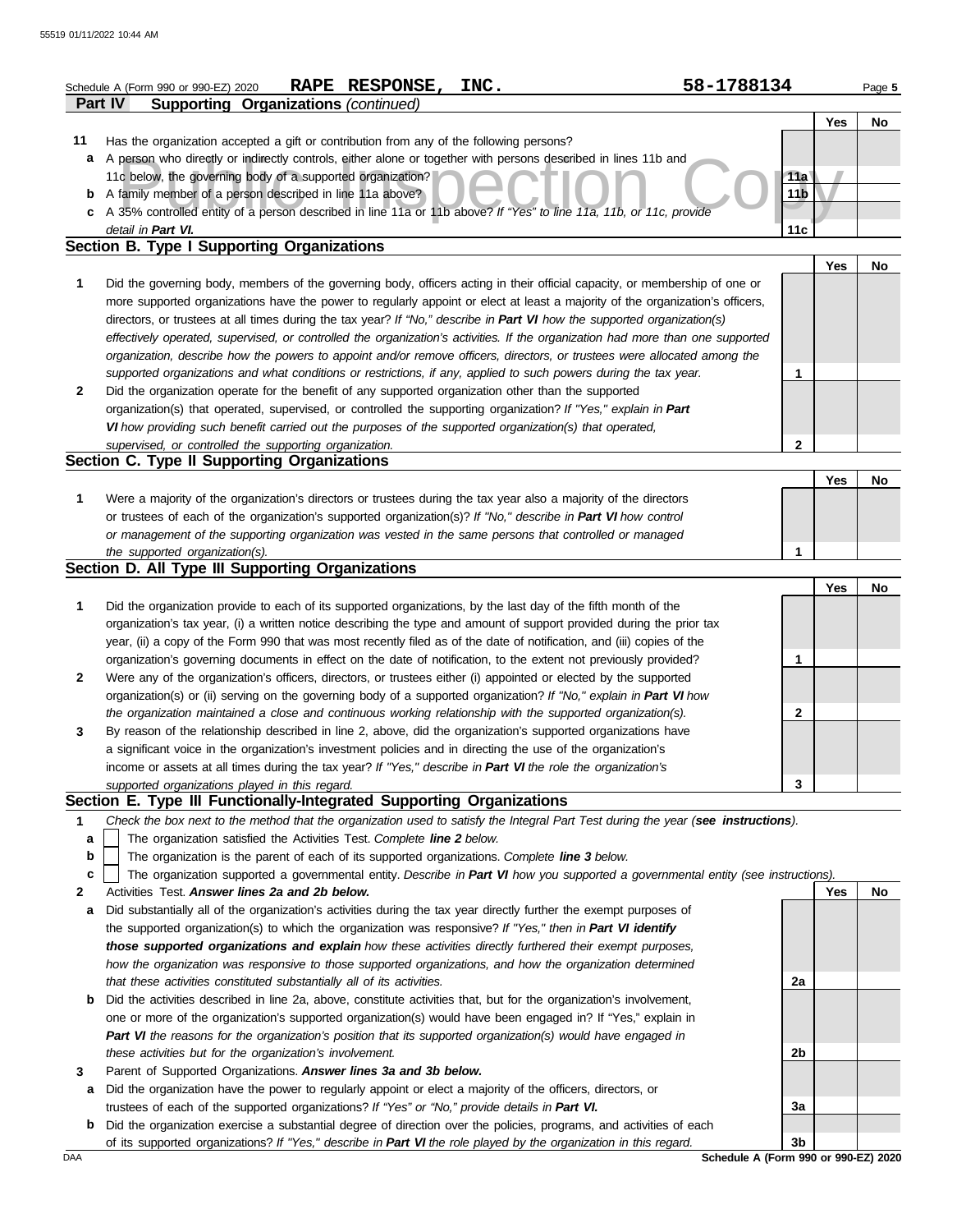Schedule A (Form 990 or 990-EZ) 2020 **RAPE RESPONSE, INC.** 58-1788134

## Part IV Supporting Organizations *(continued)*

| | | | Yes | No |
|---|---|---|---|---|
| **11** | Has the organization accepted a gift or contribution from any of the following persons? | | | |
| **a** | A person who directly or indirectly controls, either alone or together with persons described in lines 11b and 11c below, the governing body of a supported organization? | 11a | | |
| **b** | A family member of a person described in line 11a above? | 11b | | |
| **c** | A 35% controlled entity of a person described in line 11a or 11b above? *If "Yes" to line 11a, 11b, or 11c, provide detail in* ***Part VI.*** | 11c | | |

### Section B. Type I Supporting Organizations

| | | | Yes | No |
|---|---|---|---|---|
| **1** | Did the governing body, members of the governing body, officers acting in their official capacity, or membership of one or more supported organizations have the power to regularly appoint or elect at least a majority of the organization's officers, directors, or trustees at all times during the tax year? *If "No," describe in* ***Part VI*** *how the supported organization(s) effectively operated, supervised, or controlled the organization's activities. If the organization had more than one supported organization, describe how the powers to appoint and/or remove officers, directors, or trustees were allocated among the supported organizations and what conditions or restrictions, if any, applied to such powers during the tax year.* | 1 | | |
| **2** | Did the organization operate for the benefit of any supported organization other than the supported organization(s) that operated, supervised, or controlled the supporting organization? *If "Yes," explain in* ***Part VI*** *how providing such benefit carried out the purposes of the supported organization(s) that operated, supervised, or controlled the supporting organization.* | 2 | | |

### Section C. Type II Supporting Organizations

| | | | Yes | No |
|---|---|---|---|---|
| **1** | Were a majority of the organization's directors or trustees during the tax year also a majority of the directors or trustees of each of the organization's supported organization(s)? *If "No," describe in* ***Part VI*** *how control or management of the supporting organization was vested in the same persons that controlled or managed the supported organization(s).* | 1 | | |

### Section D. All Type III Supporting Organizations

| | | | Yes | No |
|---|---|---|---|---|
| **1** | Did the organization provide to each of its supported organizations, by the last day of the fifth month of the organization's tax year, (i) a written notice describing the type and amount of support provided during the prior tax year, (ii) a copy of the Form 990 that was most recently filed as of the date of notification, and (iii) copies of the organization's governing documents in effect on the date of notification, to the extent not previously provided? | 1 | | |
| **2** | Were any of the organization's officers, directors, or trustees either (i) appointed or elected by the supported organization(s) or (ii) serving on the governing body of a supported organization? *If "No," explain in* ***Part VI*** *how the organization maintained a close and continuous working relationship with the supported organization(s).* | 2 | | |
| **3** | By reason of the relationship described in line 2, above, did the organization's supported organizations have a significant voice in the organization's investment policies and in directing the use of the organization's income or assets at all times during the tax year? *If "Yes," describe in* ***Part VI*** *the role the organization's supported organizations played in this regard.* | 3 | | |

### Section E. Type III Functionally-Integrated Supporting Organizations

**1** *Check the box next to the method that the organization used to satisfy the Integral Part Test during the year (****see instructions****).*

- **a** ☐ The organization satisfied the Activities Test. *Complete* ***line 2*** *below.*
- **b** ☐ The organization is the parent of each of its supported organizations. *Complete* ***line 3*** *below.*
- **c** ☐ The organization supported a governmental entity. *Describe in* ***Part VI*** *how you supported a governmental entity (see instructions).*

| | | | Yes | No |
|---|---|---|---|---|
| **2** | Activities Test. ***Answer lines 2a and 2b below.*** | | | |
| **a** | Did substantially all of the organization's activities during the tax year directly further the exempt purposes of the supported organization(s) to which the organization was responsive? *If "Yes," then in* ***Part VI identify those supported organizations and explain*** *how these activities directly furthered their exempt purposes, how the organization was responsive to those supported organizations, and how the organization determined that these activities constituted substantially all of its activities.* | 2a | | |
| **b** | Did the activities described in line 2a, above, constitute activities that, but for the organization's involvement, one or more of the organization's supported organization(s) would have been engaged in? If "Yes," explain in ***Part VI*** *the reasons for the organization's position that its supported organization(s) would have engaged in these activities but for the organization's involvement.* | 2b | | |
| **3** | Parent of Supported Organizations. ***Answer lines 3a and 3b below.*** | | | |
| **a** | Did the organization have the power to regularly appoint or elect a majority of the officers, directors, or trustees of each of the supported organizations? *If "Yes" or "No," provide details in* ***Part VI.*** | 3a | | |
| **b** | Did the organization exercise a substantial degree of direction over the policies, programs, and activities of each of its supported organizations? *If "Yes," describe in* ***Part VI*** *the role played by the organization in this regard.* | 3b | | |

DAA **Schedule A (Form 990 or 990-EZ) 2020**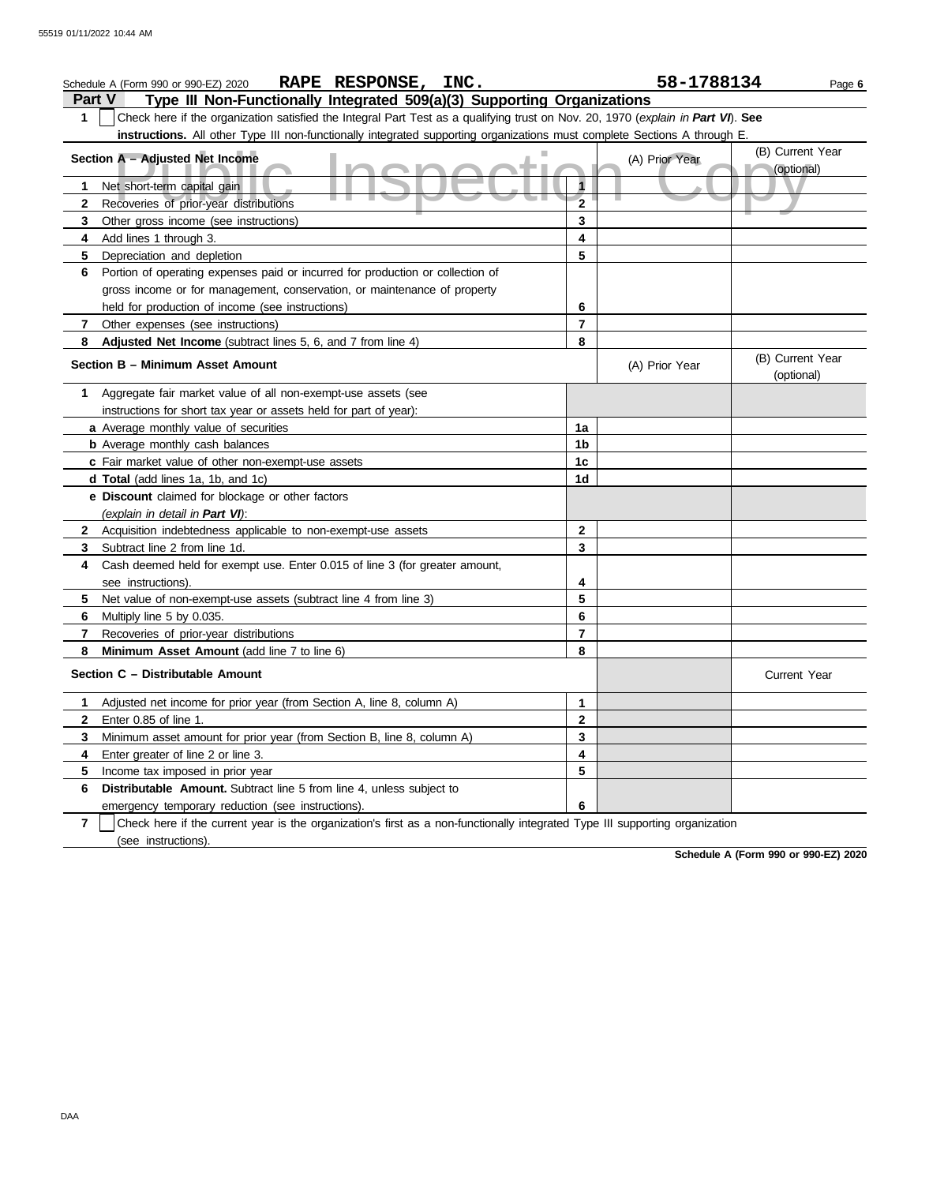Schedule A (Form 990 or 990-EZ) 2020 **RAPE RESPONSE, INC.** **58-1788134** Page **6**

## Part V Type III Non-Functionally Integrated 509(a)(3) Supporting Organizations

**1** ☐ Check here if the organization satisfied the Integral Part Test as a qualifying trust on Nov. 20, 1970 (*explain in **Part VI***). **See instructions.** All other Type III non-functionally integrated supporting organizations must complete Sections A through E.

| **Section A – Adjusted Net Income** | | (A) Prior Year | (B) Current Year (optional) |
|---|---|---|---|
| **1** Net short-term capital gain | 1 | | |
| **2** Recoveries of prior-year distributions | 2 | | |
| **3** Other gross income (see instructions) | 3 | | |
| **4** Add lines 1 through 3. | 4 | | |
| **5** Depreciation and depletion | 5 | | |
| **6** Portion of operating expenses paid or incurred for production or collection of gross income or for management, conservation, or maintenance of property held for production of income (see instructions) | 6 | | |
| **7** Other expenses (see instructions) | 7 | | |
| **8** **Adjusted Net Income** (subtract lines 5, 6, and 7 from line 4) | 8 | | |

| **Section B – Minimum Asset Amount** | | (A) Prior Year | (B) Current Year (optional) |
|---|---|---|---|
| **1** Aggregate fair market value of all non-exempt-use assets (see instructions for short tax year or assets held for part of year): | | | |
| **a** Average monthly value of securities | 1a | | |
| **b** Average monthly cash balances | 1b | | |
| **c** Fair market value of other non-exempt-use assets | 1c | | |
| **d** **Total** (add lines 1a, 1b, and 1c) | 1d | | |
| **e** **Discount** claimed for blockage or other factors (*explain in detail in **Part VI***): | | | |
| **2** Acquisition indebtedness applicable to non-exempt-use assets | 2 | | |
| **3** Subtract line 2 from line 1d. | 3 | | |
| **4** Cash deemed held for exempt use. Enter 0.015 of line 3 (for greater amount, see instructions). | 4 | | |
| **5** Net value of non-exempt-use assets (subtract line 4 from line 3) | 5 | | |
| **6** Multiply line 5 by 0.035. | 6 | | |
| **7** Recoveries of prior-year distributions | 7 | | |
| **8** **Minimum Asset Amount** (add line 7 to line 6) | 8 | | |

| **Section C – Distributable Amount** | | | Current Year |
|---|---|---|---|
| **1** Adjusted net income for prior year (from Section A, line 8, column A) | 1 | | |
| **2** Enter 0.85 of line 1. | 2 | | |
| **3** Minimum asset amount for prior year (from Section B, line 8, column A) | 3 | | |
| **4** Enter greater of line 2 or line 3. | 4 | | |
| **5** Income tax imposed in prior year | 5 | | |
| **6** **Distributable Amount.** Subtract line 5 from line 4, unless subject to emergency temporary reduction (see instructions). | 6 | | |

**7** ☐ Check here if the current year is the organization's first as a non-functionally integrated Type III supporting organization (see instructions).

**Schedule A (Form 990 or 990-EZ) 2020**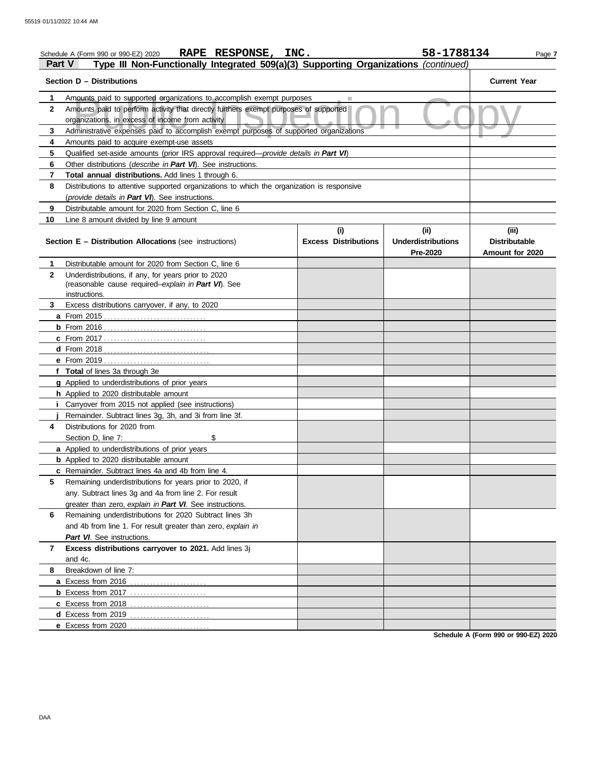Schedule A (Form 990 or 990-EZ) 2020 **RAPE RESPONSE, INC.** **58-1788134**

**Part V** **Type III Non-Functionally Integrated 509(a)(3) Supporting Organizations** *(continued)*

| Section D – Distributions | | Current Year |
|---|---|---|
| 1 | Amounts paid to supported organizations to accomplish exempt purposes | |
| 2 | Amounts paid to perform activity that directly furthers exempt purposes of supported organizations, in excess of income from activity | |
| 3 | Administrative expenses paid to accomplish exempt purposes of supported organizations | |
| 4 | Amounts paid to acquire exempt-use assets | |
| 5 | Qualified set-aside amounts (prior IRS approval required—*provide details in **Part VI***) | |
| 6 | Other distributions (*describe in **Part VI***). See instructions. | |
| 7 | **Total annual distributions.** Add lines 1 through 6. | |
| 8 | Distributions to attentive supported organizations to which the organization is responsive (*provide details in **Part VI***). See instructions. | |
| 9 | Distributable amount for 2020 from Section C, line 6 | |
| 10 | Line 8 amount divided by line 9 amount | |

| Section E – Distribution Allocations (see instructions) | (i) Excess Distributions | (ii) Underdistributions Pre-2020 | (iii) Distributable Amount for 2020 |
|---|---|---|---|
| **1** Distributable amount for 2020 from Section C, line 6 | | | |
| **2** Underdistributions, if any, for years prior to 2020 (reasonable cause required–*explain in **Part VI***). See instructions. | | | |
| **3** Excess distributions carryover, if any, to 2020 | | | |
| **a** From 2015 | | | |
| **b** From 2016 | | | |
| **c** From 2017 | | | |
| **d** From 2018 | | | |
| **e** From 2019 | | | |
| **f Total** of lines 3a through 3e | | | |
| **g** Applied to underdistributions of prior years | | | |
| **h** Applied to 2020 distributable amount | | | |
| **i** Carryover from 2015 not applied (see instructions) | | | |
| **j** Remainder. Subtract lines 3g, 3h, and 3i from line 3f. | | | |
| **4** Distributions for 2020 from Section D, line 7: $ | | | |
| **a** Applied to underdistributions of prior years | | | |
| **b** Applied to 2020 distributable amount | | | |
| **c** Remainder. Subtract lines 4a and 4b from line 4. | | | |
| **5** Remaining underdistributions for years prior to 2020, if any. Subtract lines 3g and 4a from line 2. For result greater than zero, *explain in **Part VI***. See instructions. | | | |
| **6** Remaining underdistributions for 2020 Subtract lines 3h and 4b from line 1. For result greater than zero, *explain in **Part VI***. See instructions. | | | |
| **7 Excess distributions carryover to 2021.** Add lines 3j and 4c. | | | |
| **8** Breakdown of line 7: | | | |
| **a** Excess from 2016 | | | |
| **b** Excess from 2017 | | | |
| **c** Excess from 2018 | | | |
| **d** Excess from 2019 | | | |
| **e** Excess from 2020 | | | |

**Schedule A (Form 990 or 990-EZ) 2020**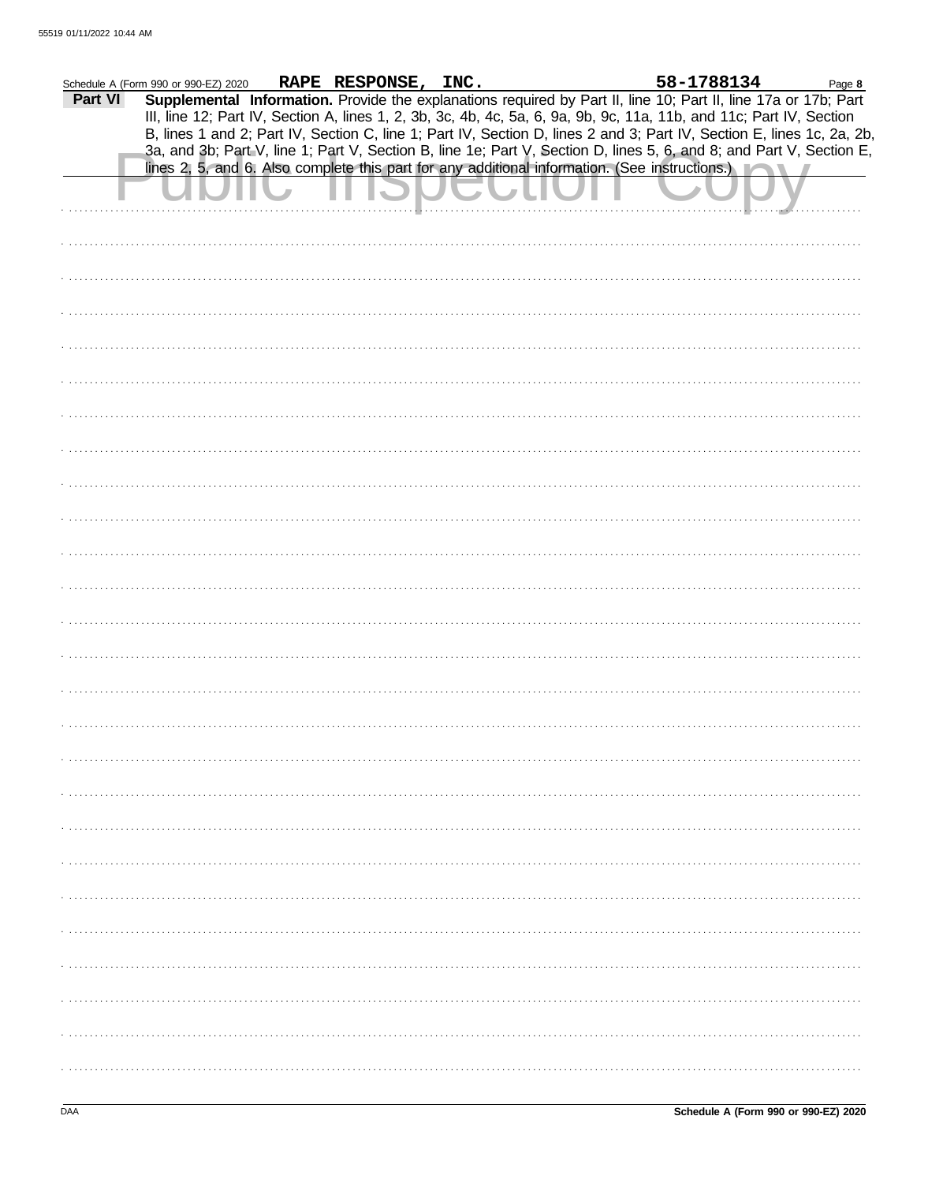Schedule A (Form 990 or 990-EZ) 2020 **RAPE RESPONSE, INC.** **58-1788134**

**Part VI** **Supplemental Information.** Provide the explanations required by Part II, line 10; Part II, line 17a or 17b; Part III, line 12; Part IV, Section A, lines 1, 2, 3b, 3c, 4b, 4c, 5a, 6, 9a, 9b, 9c, 11a, 11b, and 11c; Part IV, Section B, lines 1 and 2; Part IV, Section C, line 1; Part IV, Section D, lines 2 and 3; Part IV, Section E, lines 1c, 2a, 2b, 3a, and 3b; Part V, line 1; Part V, Section B, line 1e; Part V, Section D, lines 5, 6, and 8; and Part V, Section E, lines 2, 5, and 6. Also complete this part for any additional information. (See instructions.)

Public Inspection Copy

Schedule A (Form 990 or 990-EZ) 2020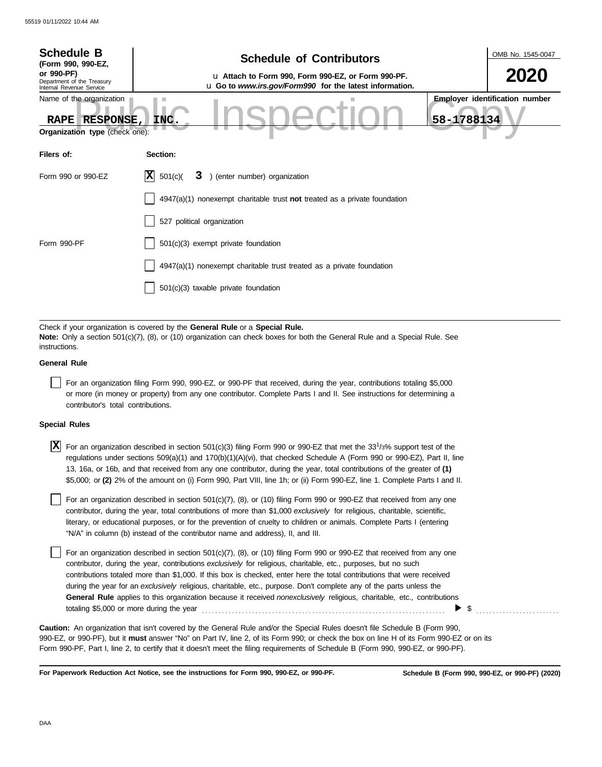**Schedule B**
**(Form 990, 990-EZ, or 990-PF)**
Department of the Treasury
Internal Revenue Service

# Schedule of Contributors

u **Attach to Form 990, Form 990-EZ, or Form 990-PF.**
u **Go to *www.irs.gov/Form990* for the latest information.**

OMB No. 1545-0047

**2020**

Name of the organization: **RAPE RESPONSE, INC.**

**Employer identification number:** **58-1788134**

Public Inspection Copy

**Organization type** (check one):

| Filers of: | Section: |
|---|---|
| Form 990 or 990-EZ | [X] 501(c)( **3** ) (enter number) organization |
| | [ ] 4947(a)(1) nonexempt charitable trust **not** treated as a private foundation |
| | [ ] 527 political organization |
| Form 990-PF | [ ] 501(c)(3) exempt private foundation |
| | [ ] 4947(a)(1) nonexempt charitable trust treated as a private foundation |
| | [ ] 501(c)(3) taxable private foundation |

Check if your organization is covered by the **General Rule** or a **Special Rule.**
**Note:** Only a section 501(c)(7), (8), or (10) organization can check boxes for both the General Rule and a Special Rule. See instructions.

**General Rule**

[ ] For an organization filing Form 990, 990-EZ, or 990-PF that received, during the year, contributions totaling $5,000 or more (in money or property) from any one contributor. Complete Parts I and II. See instructions for determining a contributor's total contributions.

**Special Rules**

[X] For an organization described in section 501(c)(3) filing Form 990 or 990-EZ that met the $33^1/_3$% support test of the regulations under sections 509(a)(1) and 170(b)(1)(A)(vi), that checked Schedule A (Form 990 or 990-EZ), Part II, line 13, 16a, or 16b, and that received from any one contributor, during the year, total contributions of the greater of **(1)** $5,000; or **(2)** 2% of the amount on (i) Form 990, Part VIII, line 1h; or (ii) Form 990-EZ, line 1. Complete Parts I and II.

[ ] For an organization described in section 501(c)(7), (8), or (10) filing Form 990 or 990-EZ that received from any one contributor, during the year, total contributions of more than $1,000 *exclusively* for religious, charitable, scientific, literary, or educational purposes, or for the prevention of cruelty to children or animals. Complete Parts I (entering "N/A" in column (b) instead of the contributor name and address), II, and III.

[ ] For an organization described in section 501(c)(7), (8), or (10) filing Form 990 or 990-EZ that received from any one contributor, during the year, contributions *exclusively* for religious, charitable, etc., purposes, but no such contributions totaled more than $1,000. If this box is checked, enter here the total contributions that were received during the year for an *exclusively* religious, charitable, etc., purpose. Don't complete any of the parts unless the **General Rule** applies to this organization because it received *nonexclusively* religious, charitable, etc., contributions totaling $5,000 or more during the year . . . . . . . . ▶ $ . . . . . . . . .

**Caution:** An organization that isn't covered by the General Rule and/or the Special Rules doesn't file Schedule B (Form 990, 990-EZ, or 990-PF), but it **must** answer "No" on Part IV, line 2, of its Form 990; or check the box on line H of its Form 990-EZ or on its Form 990-PF, Part I, line 2, to certify that it doesn't meet the filing requirements of Schedule B (Form 990, 990-EZ, or 990-PF).

**For Paperwork Reduction Act Notice, see the instructions for Form 990, 990-EZ, or 990-PF.** **Schedule B (Form 990, 990-EZ, or 990-PF) (2020)**

DAA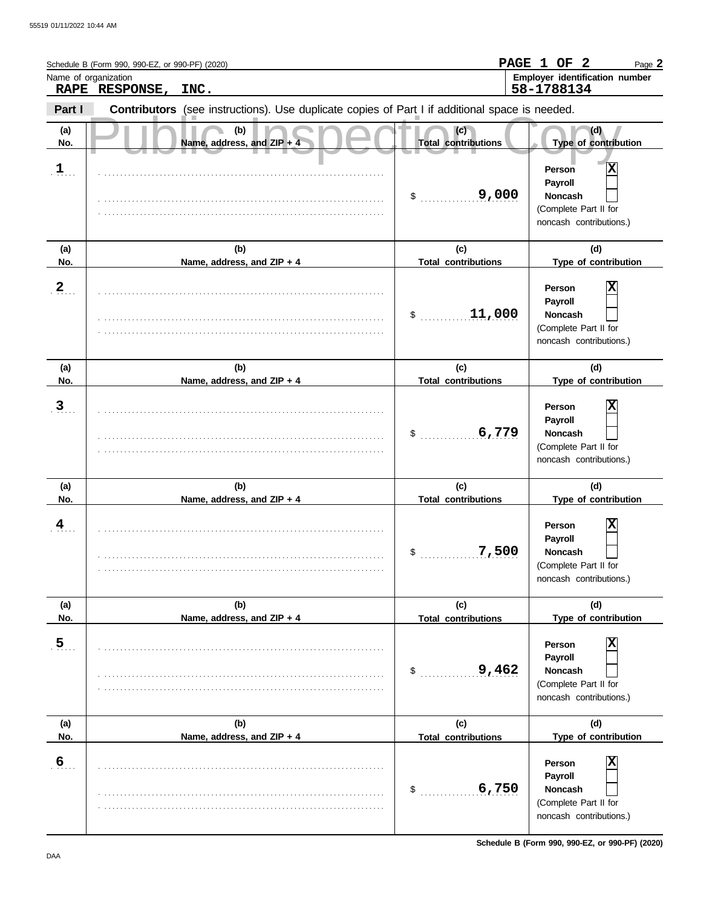Schedule B (Form 990, 990-EZ, or 990-PF) (2020)

**PAGE 1 OF 2**

Name of organization: **RAPE RESPONSE, INC.**

Employer identification number: **58-1788134**

**Part I** **Contributors** (see instructions). Use duplicate copies of Part I if additional space is needed.

Public Inspection Copy

| (a) No. | (b) Name, address, and ZIP + 4 | (c) Total contributions | (d) Type of contribution |
|---|---|---|---|
| 1 | | $ 9,000 | Person [X] Payroll [ ] Noncash [ ] (Complete Part II for noncash contributions.) |
| 2 | | $ 11,000 | Person [X] Payroll [ ] Noncash [ ] (Complete Part II for noncash contributions.) |
| 3 | | $ 6,779 | Person [X] Payroll [ ] Noncash [ ] (Complete Part II for noncash contributions.) |
| 4 | | $ 7,500 | Person [X] Payroll [ ] Noncash [ ] (Complete Part II for noncash contributions.) |
| 5 | | $ 9,462 | Person [X] Payroll [ ] Noncash [ ] (Complete Part II for noncash contributions.) |
| 6 | | $ 6,750 | Person [X] Payroll [ ] Noncash [ ] (Complete Part II for noncash contributions.) |

Schedule B (Form 990, 990-EZ, or 990-PF) (2020)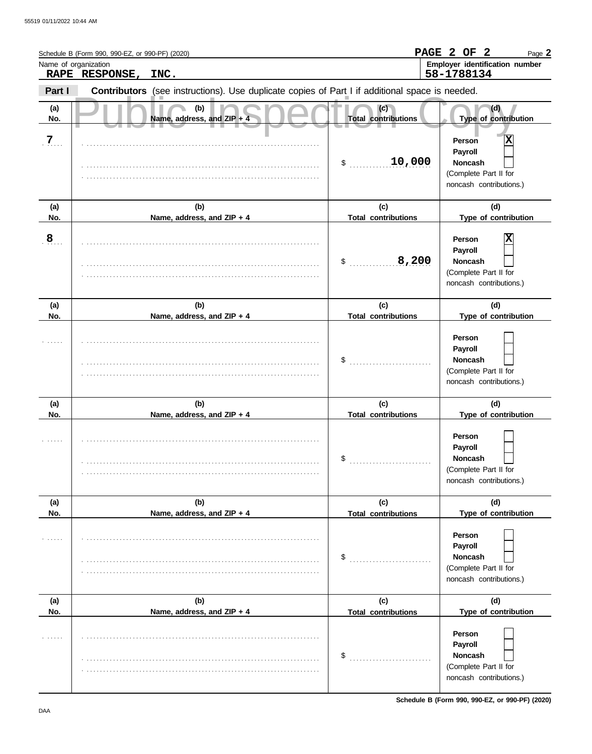Schedule B (Form 990, 990-EZ, or 990-PF) (2020)

PAGE 2 OF 2

Name of organization: **RAPE RESPONSE, INC.**

Employer identification number: **58-1788134**

**Part I** **Contributors** (see instructions). Use duplicate copies of Part I if additional space is needed.

Public Inspection Copy

| (a) No. | (b) Name, address, and ZIP + 4 | (c) Total contributions | (d) Type of contribution |
|---|---|---|---|
| 7 | | $ 10,000 | Person [X] Payroll [ ] Noncash [ ] (Complete Part II for noncash contributions.) |
| 8 | | $ 8,200 | Person [X] Payroll [ ] Noncash [ ] (Complete Part II for noncash contributions.) |
| | | $ | Person [ ] Payroll [ ] Noncash [ ] (Complete Part II for noncash contributions.) |
| | | $ | Person [ ] Payroll [ ] Noncash [ ] (Complete Part II for noncash contributions.) |
| | | $ | Person [ ] Payroll [ ] Noncash [ ] (Complete Part II for noncash contributions.) |
| | | $ | Person [ ] Payroll [ ] Noncash [ ] (Complete Part II for noncash contributions.) |

Schedule B (Form 990, 990-EZ, or 990-PF) (2020)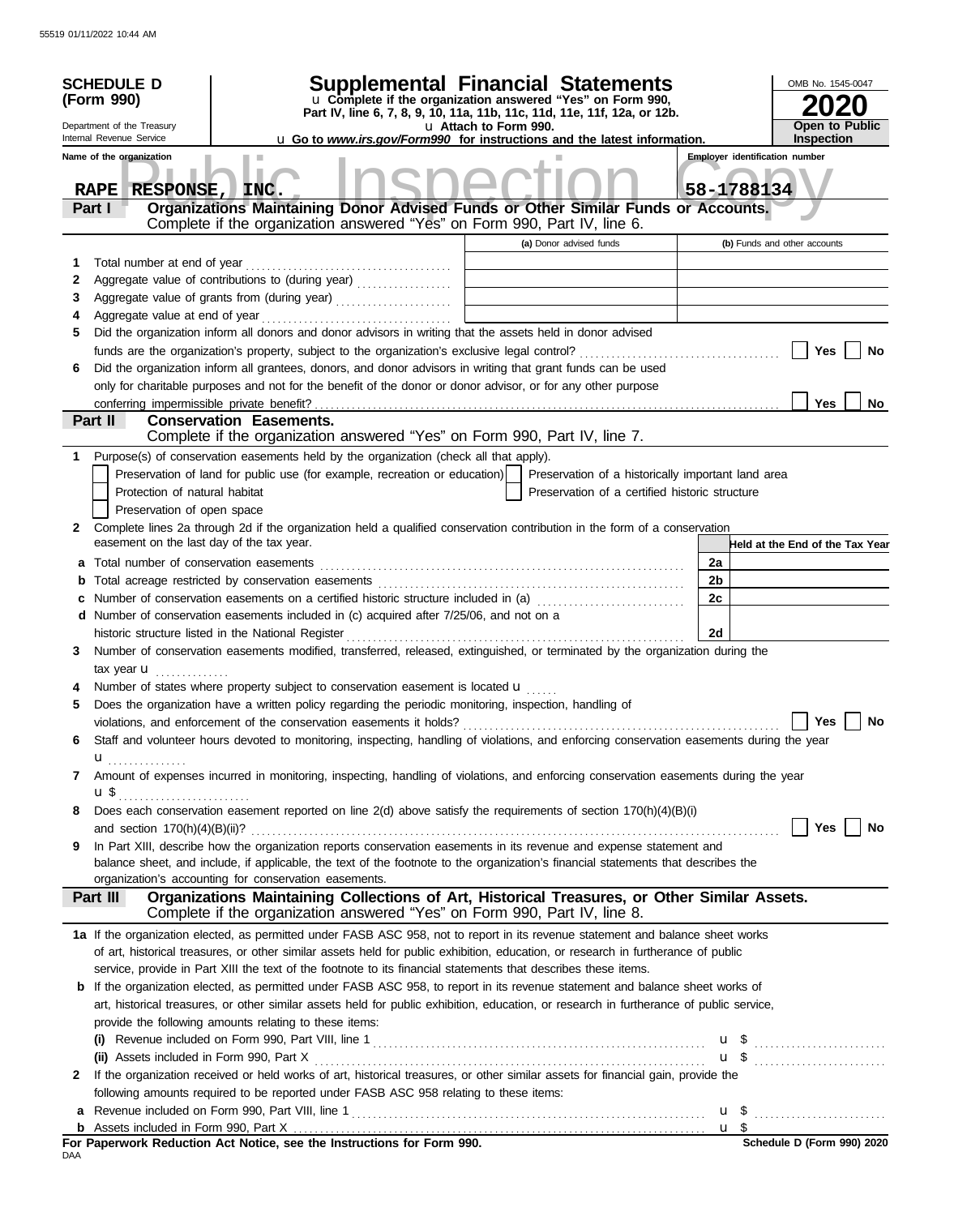55519 01/11/2022 10:44 AM

**SCHEDULE D (Form 990)**

Department of the Treasury
Internal Revenue Service

# Supplemental Financial Statements

u Complete if the organization answered "Yes" on Form 990, Part IV, line 6, 7, 8, 9, 10, 11a, 11b, 11c, 11d, 11e, 11f, 12a, or 12b.
u Attach to Form 990.
u Go to *www.irs.gov/Form990* for instructions and the latest information.

OMB No. 1545-0047

**2020**

**Open to Public Inspection**

Name of the organization: RAPE RESPONSE, INC.

Employer identification number: 58-1788134

Public Inspection Copy

## Part I Organizations Maintaining Donor Advised Funds or Other Similar Funds or Accounts.
Complete if the organization answered "Yes" on Form 990, Part IV, line 6.

| | | (a) Donor advised funds | (b) Funds and other accounts |
|---|---|---|---|
| 1 | Total number at end of year | | |
| 2 | Aggregate value of contributions to (during year) | | |
| 3 | Aggregate value of grants from (during year) | | |
| 4 | Aggregate value at end of year | | |

5 Did the organization inform all donors and donor advisors in writing that the assets held in donor advised funds are the organization's property, subject to the organization's exclusive legal control? ☐ Yes ☐ No

6 Did the organization inform all grantees, donors, and donor advisors in writing that grant funds can be used only for charitable purposes and not for the benefit of the donor or donor advisor, or for any other purpose conferring impermissible private benefit? ☐ Yes ☐ No

## Part II Conservation Easements.
Complete if the organization answered "Yes" on Form 990, Part IV, line 7.

1 Purpose(s) of conservation easements held by the organization (check all that apply).
- ☐ Preservation of land for public use (for example, recreation or education)
- ☐ Preservation of a historically important land area
- ☐ Protection of natural habitat
- ☐ Preservation of a certified historic structure
- ☐ Preservation of open space

2 Complete lines 2a through 2d if the organization held a qualified conservation contribution in the form of a conservation easement on the last day of the tax year.

| | | | Held at the End of the Tax Year |
|---|---|---|---|
| a | Total number of conservation easements | 2a | |
| b | Total acreage restricted by conservation easements | 2b | |
| c | Number of conservation easements on a certified historic structure included in (a) | 2c | |
| d | Number of conservation easements included in (c) acquired after 7/25/06, and not on a historic structure listed in the National Register | 2d | |

3 Number of conservation easements modified, transferred, released, extinguished, or terminated by the organization during the tax year u

4 Number of states where property subject to conservation easement is located u

5 Does the organization have a written policy regarding the periodic monitoring, inspection, handling of violations, and enforcement of the conservation easements it holds? ☐ Yes ☐ No

6 Staff and volunteer hours devoted to monitoring, inspecting, handling of violations, and enforcing conservation easements during the year u

7 Amount of expenses incurred in monitoring, inspecting, handling of violations, and enforcing conservation easements during the year u $

8 Does each conservation easement reported on line 2(d) above satisfy the requirements of section 170(h)(4)(B)(i) and section 170(h)(4)(B)(ii)? ☐ Yes ☐ No

9 In Part XIII, describe how the organization reports conservation easements in its revenue and expense statement and balance sheet, and include, if applicable, the text of the footnote to the organization's financial statements that describes the organization's accounting for conservation easements.

## Part III Organizations Maintaining Collections of Art, Historical Treasures, or Other Similar Assets.
Complete if the organization answered "Yes" on Form 990, Part IV, line 8.

1a If the organization elected, as permitted under FASB ASC 958, not to report in its revenue statement and balance sheet works of art, historical treasures, or other similar assets held for public exhibition, education, or research in furtherance of public service, provide in Part XIII the text of the footnote to its financial statements that describes these items.

b If the organization elected, as permitted under FASB ASC 958, to report in its revenue statement and balance sheet works of art, historical treasures, or other similar assets held for public exhibition, education, or research in furtherance of public service, provide the following amounts relating to these items:

(i) Revenue included on Form 990, Part VIII, line 1 u $

(ii) Assets included in Form 990, Part X u $

2 If the organization received or held works of art, historical treasures, or other similar assets for financial gain, provide the following amounts required to be reported under FASB ASC 958 relating to these items:

a Revenue included on Form 990, Part VIII, line 1 u $

b Assets included in Form 990, Part X u $

**For Paperwork Reduction Act Notice, see the Instructions for Form 990.**

DAA

**Schedule D (Form 990) 2020**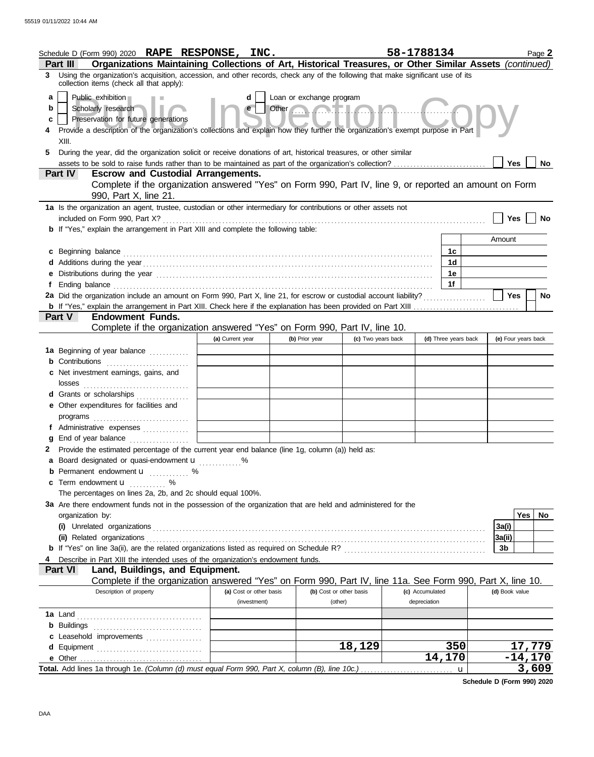Schedule D (Form 990) 2020 **RAPE RESPONSE, INC.** **58-1788134** Page **2**

## Part III Organizations Maintaining Collections of Art, Historical Treasures, or Other Similar Assets *(continued)*

**3** Using the organization's acquisition, accession, and other records, check any of the following that make significant use of its collection items (check all that apply):

- **a** ☐ Public exhibition
- **b** ☐ Scholarly research
- **c** ☐ Preservation for future generations
- **d** ☐ Loan or exchange program
- **e** ☐ Other ....................

**4** Provide a description of the organization's collections and explain how they further the organization's exempt purpose in Part XIII.

**5** During the year, did the organization solicit or receive donations of art, historical treasures, or other similar assets to be sold to raise funds rather than to be maintained as part of the organization's collection? ☐ Yes ☐ No

## Part IV Escrow and Custodial Arrangements.

Complete if the organization answered "Yes" on Form 990, Part IV, line 9, or reported an amount on Form 990, Part X, line 21.

**1a** Is the organization an agent, trustee, custodian or other intermediary for contributions or other assets not included on Form 990, Part X? ☐ Yes ☐ No

**b** If "Yes," explain the arrangement in Part XIII and complete the following table:

| | | Amount |
|---|---|---|
| **c** Beginning balance | 1c | |
| **d** Additions during the year | 1d | |
| **e** Distributions during the year | 1e | |
| **f** Ending balance | 1f | |

**2a** Did the organization include an amount on Form 990, Part X, line 21, for escrow or custodial account liability? ☐ Yes ☐ No

**b** If "Yes," explain the arrangement in Part XIII. Check here if the explanation has been provided on Part XIII ☐

## Part V Endowment Funds.

Complete if the organization answered "Yes" on Form 990, Part IV, line 10.

| | (a) Current year | (b) Prior year | (c) Two years back | (d) Three years back | (e) Four years back |
|---|---|---|---|---|---|
| **1a** Beginning of year balance | | | | | |
| **b** Contributions | | | | | |
| **c** Net investment earnings, gains, and losses | | | | | |
| **d** Grants or scholarships | | | | | |
| **e** Other expenditures for facilities and programs | | | | | |
| **f** Administrative expenses | | | | | |
| **g** End of year balance | | | | | |

**2** Provide the estimated percentage of the current year end balance (line 1g, column (a)) held as:

- **a** Board designated or quasi-endowment u ........ %
- **b** Permanent endowment u ........ %
- **c** Term endowment u ........ %

The percentages on lines 2a, 2b, and 2c should equal 100%.

**3a** Are there endowment funds not in the possession of the organization that are held and administered for the organization by:

| | | Yes | No |
|---|---|---|---|
| **(i)** Unrelated organizations | 3a(i) | | |
| **(ii)** Related organizations | 3a(ii) | | |
| **b** If "Yes" on line 3a(ii), are the related organizations listed as required on Schedule R? | 3b | | |

**4** Describe in Part XIII the intended uses of the organization's endowment funds.

## Part VI Land, Buildings, and Equipment.

Complete if the organization answered "Yes" on Form 990, Part IV, line 11a. See Form 990, Part X, line 10.

| Description of property | (a) Cost or other basis (investment) | (b) Cost or other basis (other) | (c) Accumulated depreciation | (d) Book value |
|---|---|---|---|---|
| **1a** Land | | | | |
| **b** Buildings | | | | |
| **c** Leasehold improvements | | | | |
| **d** Equipment | | 18,129 | 350 | 17,779 |
| **e** Other | | | 14,170 | -14,170 |
| **Total.** Add lines 1a through 1e. *(Column (d) must equal Form 990, Part X, column (B), line 10c.)* u | | | | 3,609 |

**Schedule D (Form 990) 2020**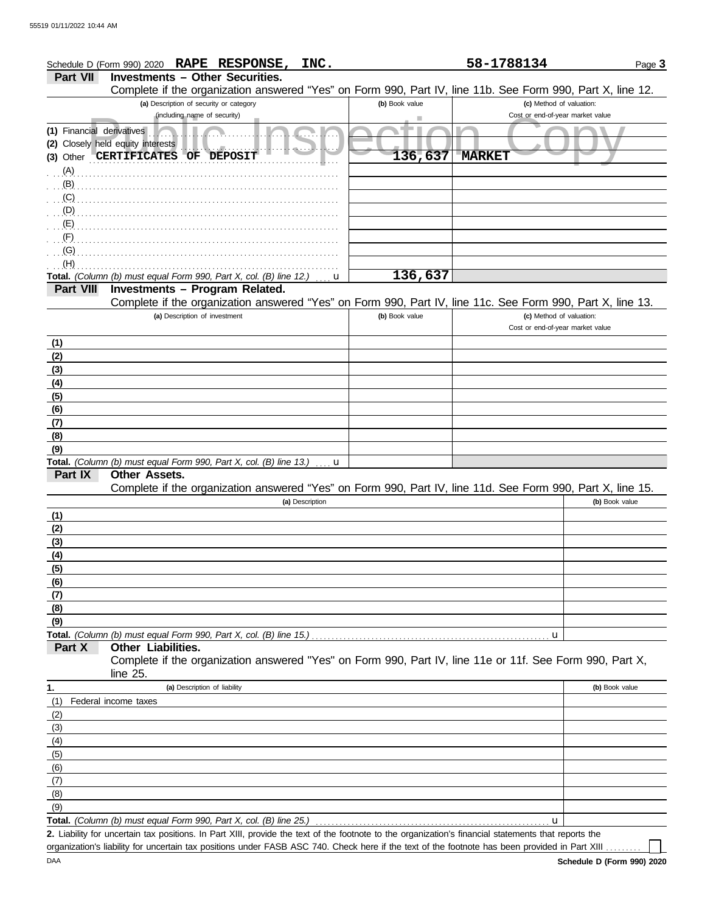Schedule D (Form 990) 2020 **RAPE RESPONSE, INC.** **58-1788134**

## Part VII Investments – Other Securities.

Complete if the organization answered "Yes" on Form 990, Part IV, line 11b. See Form 990, Part X, line 12.

| (a) Description of security or category (including name of security) | (b) Book value | (c) Method of valuation: Cost or end-of-year market value |
|---|---|---|
| (1) Financial derivatives | | |
| (2) Closely held equity interests | | |
| (3) Other **CERTIFICATES OF DEPOSIT** | **136,637** | **MARKET** |
| (A) | | |
| (B) | | |
| (C) | | |
| (D) | | |
| (E) | | |
| (F) | | |
| (G) | | |
| (H) | | |
| **Total.** *(Column (b) must equal Form 990, Part X, col. (B) line 12.)* u | **136,637** | |

## Part VIII Investments – Program Related.

Complete if the organization answered "Yes" on Form 990, Part IV, line 11c. See Form 990, Part X, line 13.

| (a) Description of investment | (b) Book value | (c) Method of valuation: Cost or end-of-year market value |
|---|---|---|
| (1) | | |
| (2) | | |
| (3) | | |
| (4) | | |
| (5) | | |
| (6) | | |
| (7) | | |
| (8) | | |
| (9) | | |
| **Total.** *(Column (b) must equal Form 990, Part X, col. (B) line 13.)* u | | |

## Part IX Other Assets.

Complete if the organization answered "Yes" on Form 990, Part IV, line 11d. See Form 990, Part X, line 15.

| (a) Description | (b) Book value |
|---|---|
| (1) | |
| (2) | |
| (3) | |
| (4) | |
| (5) | |
| (6) | |
| (7) | |
| (8) | |
| (9) | |
| **Total.** *(Column (b) must equal Form 990, Part X, col. (B) line 15.)* u | |

## Part X Other Liabilities.

Complete if the organization answered "Yes" on Form 990, Part IV, line 11e or 11f. See Form 990, Part X, line 25.

| 1. (a) Description of liability | (b) Book value |
|---|---|
| (1) Federal income taxes | |
| (2) | |
| (3) | |
| (4) | |
| (5) | |
| (6) | |
| (7) | |
| (8) | |
| (9) | |
| **Total.** *(Column (b) must equal Form 990, Part X, col. (B) line 25.)* u | |

**2.** Liability for uncertain tax positions. In Part XIII, provide the text of the footnote to the organization's financial statements that reports the organization's liability for uncertain tax positions under FASB ASC 740. Check here if the text of the footnote has been provided in Part XIII ☐

DAA **Schedule D (Form 990) 2020**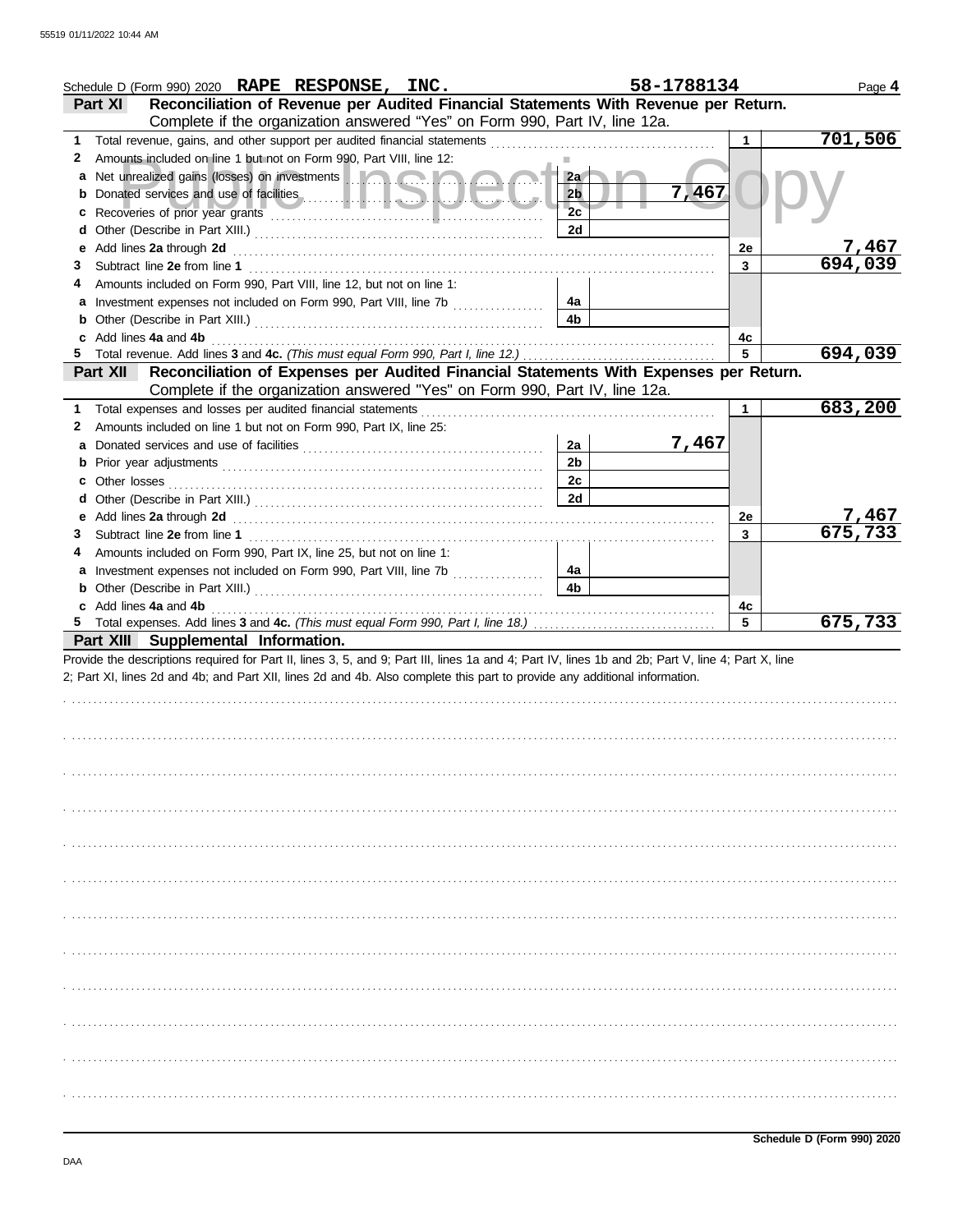Schedule D (Form 990) 2020 **RAPE RESPONSE, INC.** **58-1788134** Page **4**

## Part XI Reconciliation of Revenue per Audited Financial Statements With Revenue per Return.

Complete if the organization answered "Yes" on Form 990, Part IV, line 12a.

| | | | | | |
|---|---|---|---|---|---|
| **1** | Total revenue, gains, and other support per audited financial statements | | | 1 | 701,506 |
| **2** | Amounts included on line 1 but not on Form 990, Part VIII, line 12: | | | | |
| **a** | Net unrealized gains (losses) on investments | 2a | | | |
| **b** | Donated services and use of facilities | 2b | 7,467 | | |
| **c** | Recoveries of prior year grants | 2c | | | |
| **d** | Other (Describe in Part XIII.) | 2d | | | |
| **e** | Add lines **2a** through **2d** | | | 2e | 7,467 |
| **3** | Subtract line **2e** from line **1** | | | 3 | 694,039 |
| **4** | Amounts included on Form 990, Part VIII, line 12, but not on line 1: | | | | |
| **a** | Investment expenses not included on Form 990, Part VIII, line 7b | 4a | | | |
| **b** | Other (Describe in Part XIII.) | 4b | | | |
| **c** | Add lines **4a** and **4b** | | | 4c | |
| **5** | Total revenue. Add lines **3** and **4c.** *(This must equal Form 990, Part I, line 12.)* | | | 5 | 694,039 |

## Part XII Reconciliation of Expenses per Audited Financial Statements With Expenses per Return.

Complete if the organization answered "Yes" on Form 990, Part IV, line 12a.

| | | | | | |
|---|---|---|---|---|---|
| **1** | Total expenses and losses per audited financial statements | | | 1 | 683,200 |
| **2** | Amounts included on line 1 but not on Form 990, Part IX, line 25: | | | | |
| **a** | Donated services and use of facilities | 2a | 7,467 | | |
| **b** | Prior year adjustments | 2b | | | |
| **c** | Other losses | 2c | | | |
| **d** | Other (Describe in Part XIII.) | 2d | | | |
| **e** | Add lines **2a** through **2d** | | | 2e | 7,467 |
| **3** | Subtract line **2e** from line **1** | | | 3 | 675,733 |
| **4** | Amounts included on Form 990, Part IX, line 25, but not on line 1: | | | | |
| **a** | Investment expenses not included on Form 990, Part VIII, line 7b | 4a | | | |
| **b** | Other (Describe in Part XIII.) | 4b | | | |
| **c** | Add lines **4a** and **4b** | | | 4c | |
| **5** | Total expenses. Add lines **3** and **4c.** *(This must equal Form 990, Part I, line 18.)* | | | 5 | 675,733 |

## Part XIII Supplemental Information.

Provide the descriptions required for Part II, lines 3, 5, and 9; Part III, lines 1a and 4; Part IV, lines 1b and 2b; Part V, line 4; Part X, line 2; Part XI, lines 2d and 4b; and Part XII, lines 2d and 4b. Also complete this part to provide any additional information.

**Schedule D (Form 990) 2020**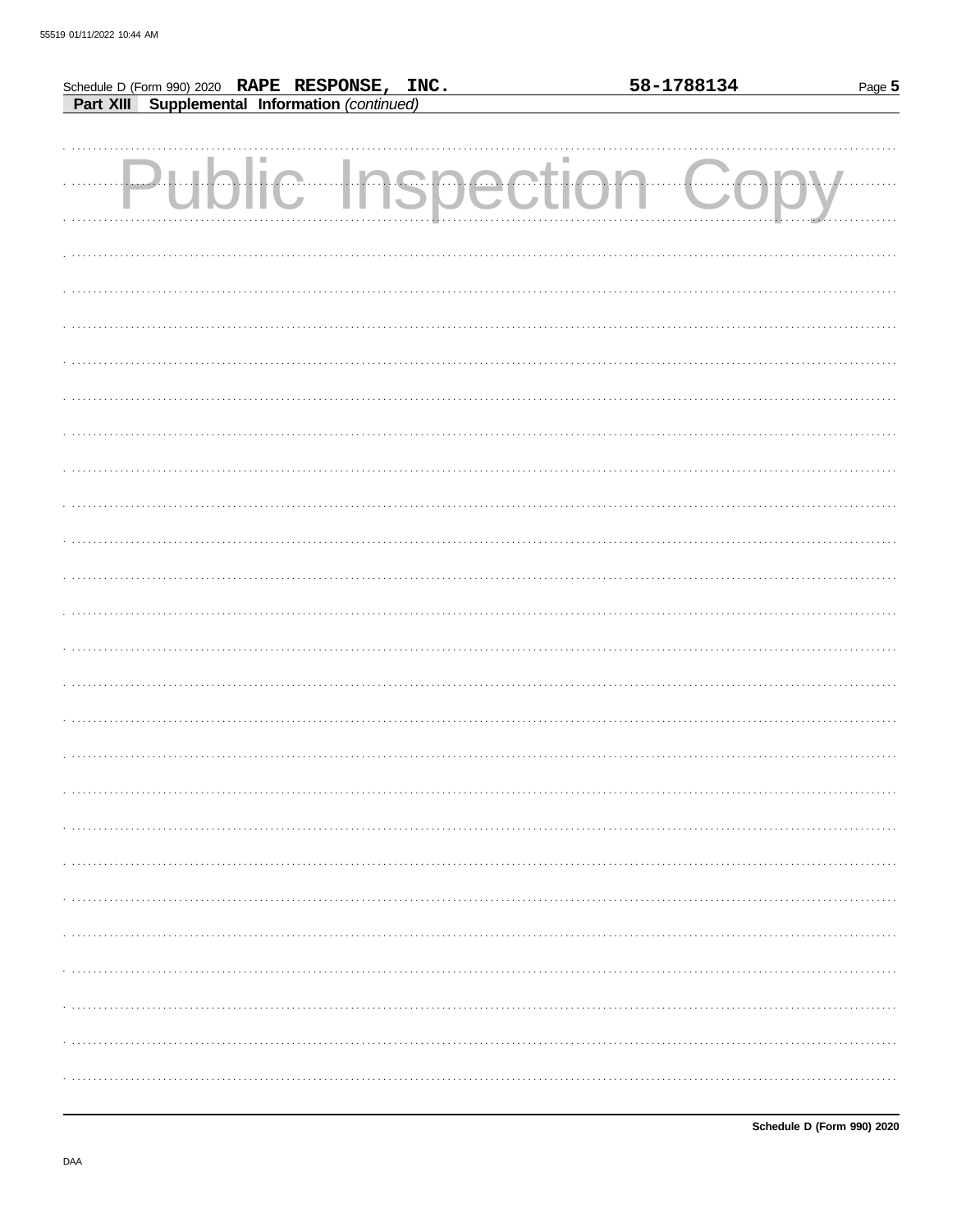Schedule D (Form 990) 2020 **RAPE RESPONSE, INC.** **58-1788134** Page **5**

**Part XIII Supplemental Information** *(continued)*

Public Inspection Copy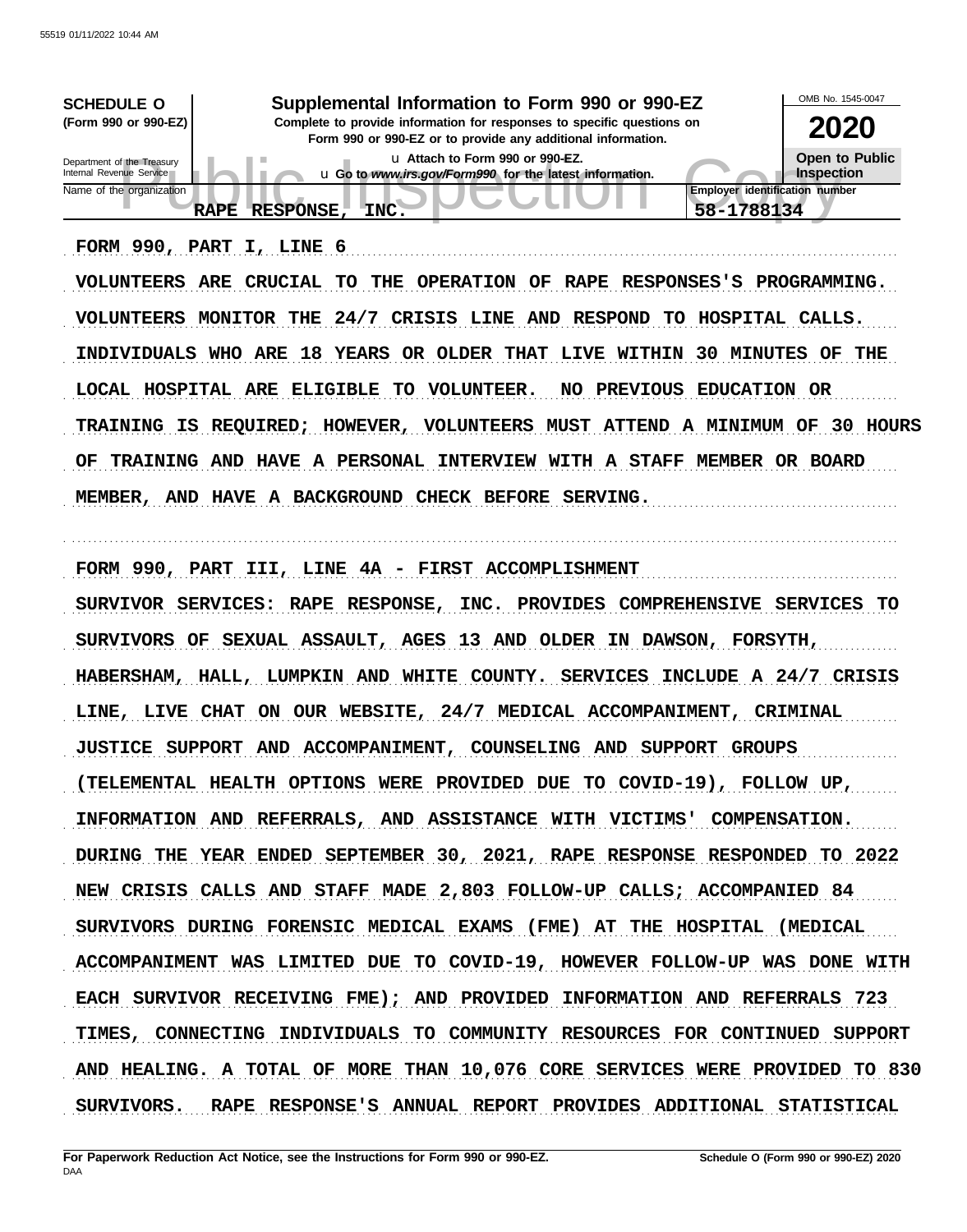**SCHEDULE O** (Form 990 or 990-EZ)

Department of the Treasury
Internal Revenue Service

# Supplemental Information to Form 990 or 990-EZ

**Complete to provide information for responses to specific questions on Form 990 or 990-EZ or to provide any additional information.**

u Attach to Form 990 or 990-EZ.

u Go to *www.irs.gov/Form990* for the latest information.

OMB No. 1545-0047

**2020**

**Open to Public Inspection**

Name of the organization: RAPE RESPONSE, INC.

Employer identification number: 58-1788134

FORM 990, PART I, LINE 6

VOLUNTEERS ARE CRUCIAL TO THE OPERATION OF RAPE RESPONSES'S PROGRAMMING. VOLUNTEERS MONITOR THE 24/7 CRISIS LINE AND RESPOND TO HOSPITAL CALLS. INDIVIDUALS WHO ARE 18 YEARS OR OLDER THAT LIVE WITHIN 30 MINUTES OF THE LOCAL HOSPITAL ARE ELIGIBLE TO VOLUNTEER. NO PREVIOUS EDUCATION OR TRAINING IS REQUIRED; HOWEVER, VOLUNTEERS MUST ATTEND A MINIMUM OF 30 HOURS OF TRAINING AND HAVE A PERSONAL INTERVIEW WITH A STAFF MEMBER OR BOARD MEMBER, AND HAVE A BACKGROUND CHECK BEFORE SERVING.

FORM 990, PART III, LINE 4A - FIRST ACCOMPLISHMENT

SURVIVOR SERVICES: RAPE RESPONSE, INC. PROVIDES COMPREHENSIVE SERVICES TO SURVIVORS OF SEXUAL ASSAULT, AGES 13 AND OLDER IN DAWSON, FORSYTH, HABERSHAM, HALL, LUMPKIN AND WHITE COUNTY. SERVICES INCLUDE A 24/7 CRISIS LINE, LIVE CHAT ON OUR WEBSITE, 24/7 MEDICAL ACCOMPANIMENT, CRIMINAL JUSTICE SUPPORT AND ACCOMPANIMENT, COUNSELING AND SUPPORT GROUPS (TELEMENTAL HEALTH OPTIONS WERE PROVIDED DUE TO COVID-19), FOLLOW UP, INFORMATION AND REFERRALS, AND ASSISTANCE WITH VICTIMS' COMPENSATION. DURING THE YEAR ENDED SEPTEMBER 30, 2021, RAPE RESPONSE RESPONDED TO 2022 NEW CRISIS CALLS AND STAFF MADE 2,803 FOLLOW-UP CALLS; ACCOMPANIED 84 SURVIVORS DURING FORENSIC MEDICAL EXAMS (FME) AT THE HOSPITAL (MEDICAL ACCOMPANIMENT WAS LIMITED DUE TO COVID-19, HOWEVER FOLLOW-UP WAS DONE WITH EACH SURVIVOR RECEIVING FME); AND PROVIDED INFORMATION AND REFERRALS 723 TIMES, CONNECTING INDIVIDUALS TO COMMUNITY RESOURCES FOR CONTINUED SUPPORT AND HEALING. A TOTAL OF MORE THAN 10,076 CORE SERVICES WERE PROVIDED TO 830 SURVIVORS. RAPE RESPONSE'S ANNUAL REPORT PROVIDES ADDITIONAL STATISTICAL

**For Paperwork Reduction Act Notice, see the Instructions for Form 990 or 990-EZ.** **Schedule O (Form 990 or 990-EZ) 2020**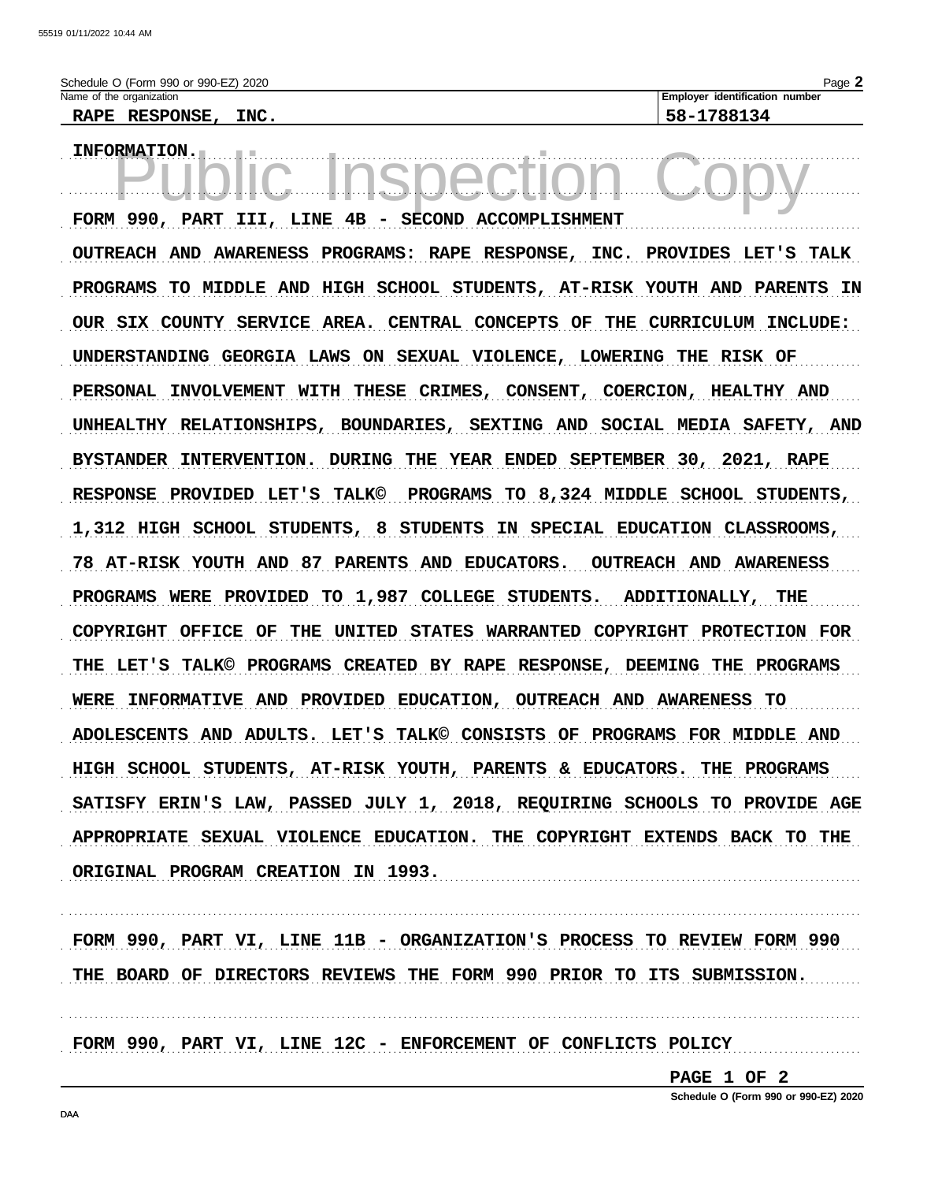Schedule O (Form 990 or 990-EZ) 2020

| Name of the organization | Employer identification number |
| --- | --- |
| RAPE RESPONSE, INC. | 58-1788134 |

INFORMATION.

FORM 990, PART III, LINE 4B - SECOND ACCOMPLISHMENT

OUTREACH AND AWARENESS PROGRAMS: RAPE RESPONSE, INC. PROVIDES LET'S TALK PROGRAMS TO MIDDLE AND HIGH SCHOOL STUDENTS, AT-RISK YOUTH AND PARENTS IN OUR SIX COUNTY SERVICE AREA. CENTRAL CONCEPTS OF THE CURRICULUM INCLUDE: UNDERSTANDING GEORGIA LAWS ON SEXUAL VIOLENCE, LOWERING THE RISK OF PERSONAL INVOLVEMENT WITH THESE CRIMES, CONSENT, COERCION, HEALTHY AND UNHEALTHY RELATIONSHIPS, BOUNDARIES, SEXTING AND SOCIAL MEDIA SAFETY, AND BYSTANDER INTERVENTION. DURING THE YEAR ENDED SEPTEMBER 30, 2021, RAPE RESPONSE PROVIDED LET'S TALK© PROGRAMS TO 8,324 MIDDLE SCHOOL STUDENTS, 1,312 HIGH SCHOOL STUDENTS, 8 STUDENTS IN SPECIAL EDUCATION CLASSROOMS, 78 AT-RISK YOUTH AND 87 PARENTS AND EDUCATORS. OUTREACH AND AWARENESS PROGRAMS WERE PROVIDED TO 1,987 COLLEGE STUDENTS. ADDITIONALLY, THE COPYRIGHT OFFICE OF THE UNITED STATES WARRANTED COPYRIGHT PROTECTION FOR THE LET'S TALK© PROGRAMS CREATED BY RAPE RESPONSE, DEEMING THE PROGRAMS WERE INFORMATIVE AND PROVIDED EDUCATION, OUTREACH AND AWARENESS TO ADOLESCENTS AND ADULTS. LET'S TALK© CONSISTS OF PROGRAMS FOR MIDDLE AND HIGH SCHOOL STUDENTS, AT-RISK YOUTH, PARENTS & EDUCATORS. THE PROGRAMS SATISFY ERIN'S LAW, PASSED JULY 1, 2018, REQUIRING SCHOOLS TO PROVIDE AGE APPROPRIATE SEXUAL VIOLENCE EDUCATION. THE COPYRIGHT EXTENDS BACK TO THE ORIGINAL PROGRAM CREATION IN 1993.

FORM 990, PART VI, LINE 11B - ORGANIZATION'S PROCESS TO REVIEW FORM 990

THE BOARD OF DIRECTORS REVIEWS THE FORM 990 PRIOR TO ITS SUBMISSION.

FORM 990, PART VI, LINE 12C - ENFORCEMENT OF CONFLICTS POLICY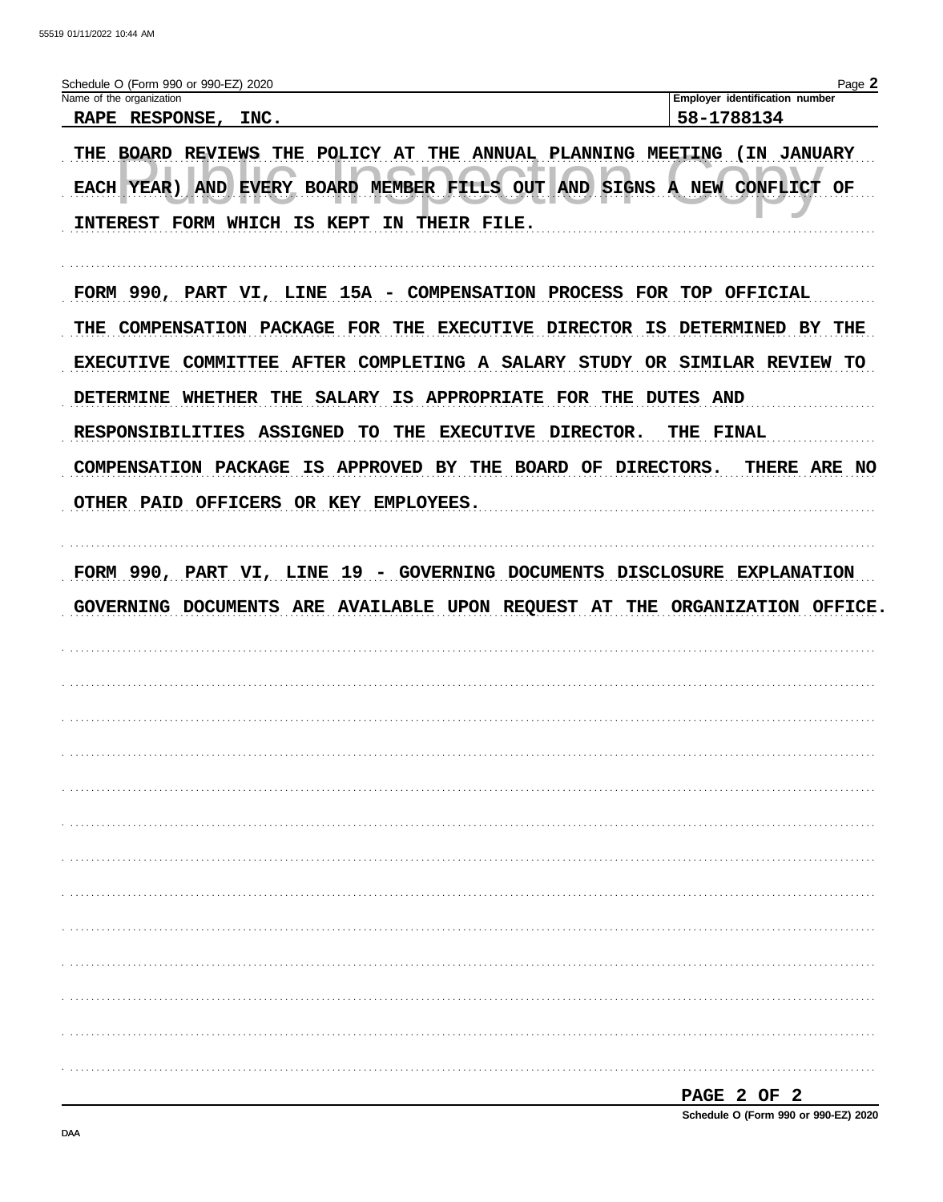Schedule O (Form 990 or 990-EZ) 2020

Name of the organization: RAPE RESPONSE, INC.

Employer identification number: 58-1788134

THE BOARD REVIEWS THE POLICY AT THE ANNUAL PLANNING MEETING (IN JANUARY EACH YEAR) AND EVERY BOARD MEMBER FILLS OUT AND SIGNS A NEW CONFLICT OF INTEREST FORM WHICH IS KEPT IN THEIR FILE.

FORM 990, PART VI, LINE 15A - COMPENSATION PROCESS FOR TOP OFFICIAL

THE COMPENSATION PACKAGE FOR THE EXECUTIVE DIRECTOR IS DETERMINED BY THE EXECUTIVE COMMITTEE AFTER COMPLETING A SALARY STUDY OR SIMILAR REVIEW TO DETERMINE WHETHER THE SALARY IS APPROPRIATE FOR THE DUTES AND RESPONSIBILITIES ASSIGNED TO THE EXECUTIVE DIRECTOR. THE FINAL COMPENSATION PACKAGE IS APPROVED BY THE BOARD OF DIRECTORS. THERE ARE NO OTHER PAID OFFICERS OR KEY EMPLOYEES.

FORM 990, PART VI, LINE 19 - GOVERNING DOCUMENTS DISCLOSURE EXPLANATION

GOVERNING DOCUMENTS ARE AVAILABLE UPON REQUEST AT THE ORGANIZATION OFFICE.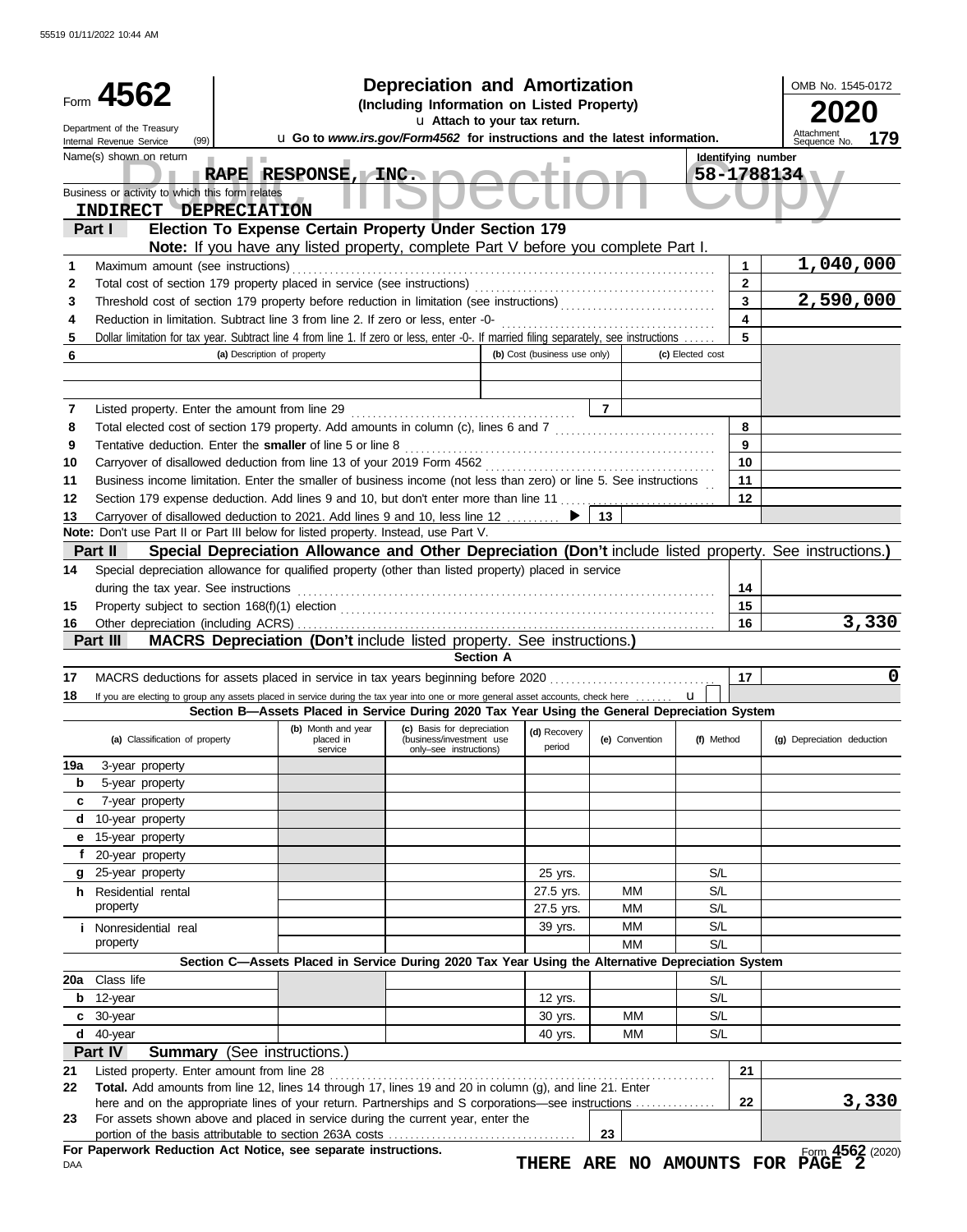55519 01/11/2022 10:44 AM

# Form 4562 — Depreciation and Amortization (Including Information on Listed Property)

**2020**

OMB No. 1545-0172

Department of the Treasury
Internal Revenue Service (99)

u Attach to your tax return.
u Go to *www.irs.gov/Form4562* for instructions and the latest information.

Attachment Sequence No. **179**

Public Inspection Copy

Name(s) shown on return: **RAPE RESPONSE, INC.**

Identifying number: **58-1788134**

Business or activity to which this form relates: **INDIRECT DEPRECIATION**

## Part I — Election To Expense Certain Property Under Section 179

**Note:** If you have any listed property, complete Part V before you complete Part I.

| Line | Description | No. | Amount |
|---|---|---|---|
| 1 | Maximum amount (see instructions) | 1 | 1,040,000 |
| 2 | Total cost of section 179 property placed in service (see instructions) | 2 | |
| 3 | Threshold cost of section 179 property before reduction in limitation (see instructions) | 3 | 2,590,000 |
| 4 | Reduction in limitation. Subtract line 3 from line 2. If zero or less, enter -0- | 4 | |
| 5 | Dollar limitation for tax year. Subtract line 4 from line 1. If zero or less, enter -0-. If married filing separately, see instructions | 5 | |

| 6 (a) Description of property | (b) Cost (business use only) | (c) Elected cost |
|---|---|---|
| | | |
| | | |

| Line | Description | No. | Amount |
|---|---|---|---|
| 7 | Listed property. Enter the amount from line 29 | 7 | |
| 8 | Total elected cost of section 179 property. Add amounts in column (c), lines 6 and 7 | 8 | |
| 9 | Tentative deduction. Enter the **smaller** of line 5 or line 8 | 9 | |
| 10 | Carryover of disallowed deduction from line 13 of your 2019 Form 4562 | 10 | |
| 11 | Business income limitation. Enter the smaller of business income (not less than zero) or line 5. See instructions | 11 | |
| 12 | Section 179 expense deduction. Add lines 9 and 10, but don't enter more than line 11 | 12 | |
| 13 | Carryover of disallowed deduction to 2021. Add lines 9 and 10, less line 12 ▶ | 13 | |

**Note:** Don't use Part II or Part III below for listed property. Instead, use Part V.

## Part II — Special Depreciation Allowance and Other Depreciation (Don't include listed property. See instructions.)

| Line | Description | No. | Amount |
|---|---|---|---|
| 14 | Special depreciation allowance for qualified property (other than listed property) placed in service during the tax year. See instructions | 14 | |
| 15 | Property subject to section 168(f)(1) election | 15 | |
| 16 | Other depreciation (including ACRS) | 16 | 3,330 |

## Part III — MACRS Depreciation (Don't include listed property. See instructions.)

### Section A

| Line | Description | No. | Amount |
|---|---|---|---|
| 17 | MACRS deductions for assets placed in service in tax years beginning before 2020 | 17 | 0 |
| 18 | If you are electing to group any assets placed in service during the tax year into one or more general asset accounts, check here u | | |

### Section B—Assets Placed in Service During 2020 Tax Year Using the General Depreciation System

| (a) Classification of property | (b) Month and year placed in service | (c) Basis for depreciation (business/investment use only–see instructions) | (d) Recovery period | (e) Convention | (f) Method | (g) Depreciation deduction |
|---|---|---|---|---|---|---|
| 19a 3-year property | | | | | | |
| b 5-year property | | | | | | |
| c 7-year property | | | | | | |
| d 10-year property | | | | | | |
| e 15-year property | | | | | | |
| f 20-year property | | | | | | |
| g 25-year property | | | 25 yrs. | | S/L | |
| h Residential rental property | | | 27.5 yrs. | MM | S/L | |
| | | | 27.5 yrs. | MM | S/L | |
| i Nonresidential real property | | | 39 yrs. | MM | S/L | |
| | | | | MM | S/L | |

### Section C—Assets Placed in Service During 2020 Tax Year Using the Alternative Depreciation System

| (a) Classification of property | (b) Month and year placed in service | (c) Basis for depreciation | (d) Recovery period | (e) Convention | (f) Method | (g) Depreciation deduction |
|---|---|---|---|---|---|---|
| 20a Class life | | | | | S/L | |
| b 12-year | | | 12 yrs. | | S/L | |
| c 30-year | | | 30 yrs. | MM | S/L | |
| d 40-year | | | 40 yrs. | MM | S/L | |

## Part IV — Summary (See instructions.)

| Line | Description | No. | Amount |
|---|---|---|---|
| 21 | Listed property. Enter amount from line 28 | 21 | |
| 22 | **Total.** Add amounts from line 12, lines 14 through 17, lines 19 and 20 in column (g), and line 21. Enter here and on the appropriate lines of your return. Partnerships and S corporations—see instructions | 22 | 3,330 |
| 23 | For assets shown above and placed in service during the current year, enter the portion of the basis attributable to section 263A costs | 23 | |

**For Paperwork Reduction Act Notice, see separate instructions.**

DAA

**THERE ARE NO AMOUNTS FOR PAGE 2**

Form **4562** (2020)